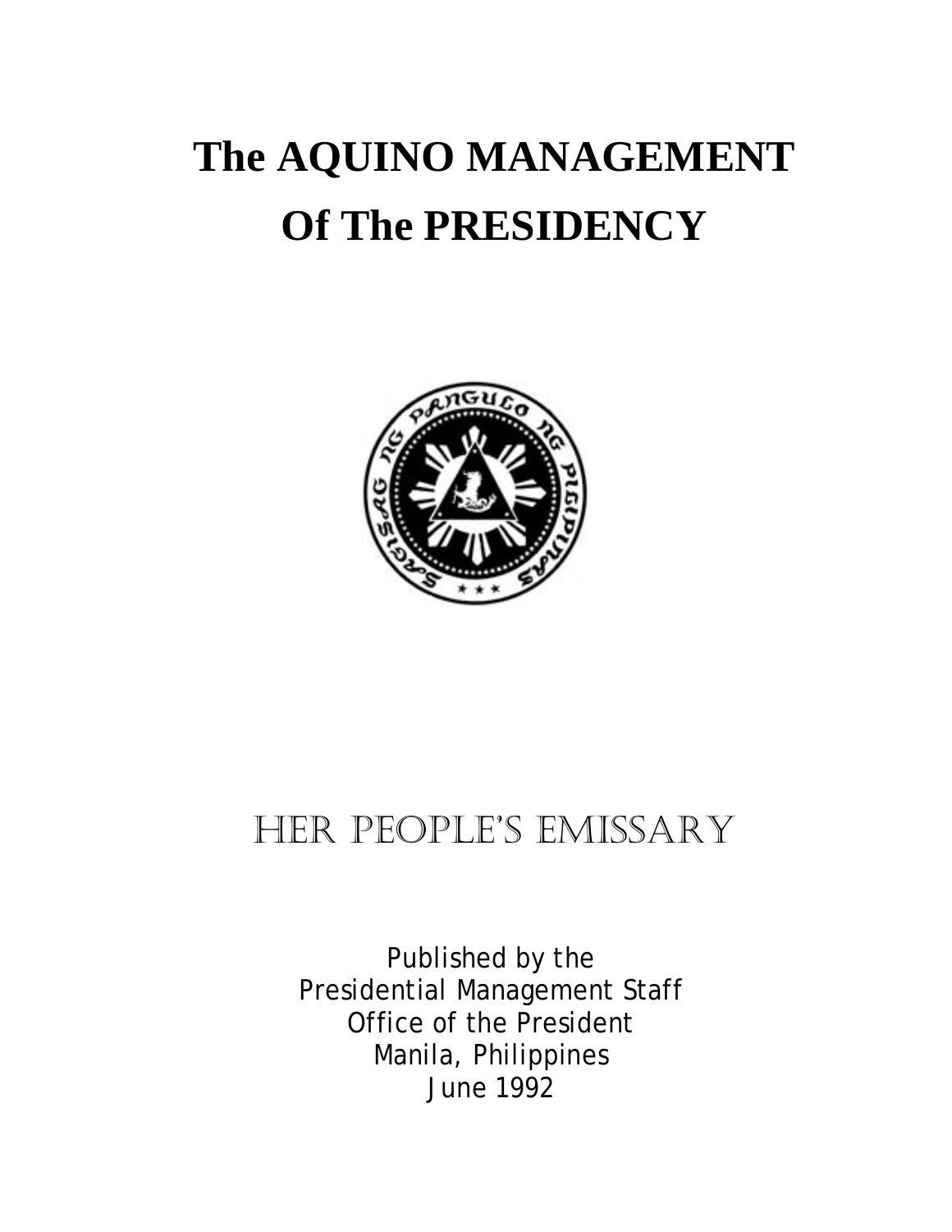# The AQUINO MANAGEMENT Of The PRESIDENCY

## HER PEOPLE'S EMISSARY

Published by the
Presidential Management Staff
Office of the President
Manila, Philippines
June 1992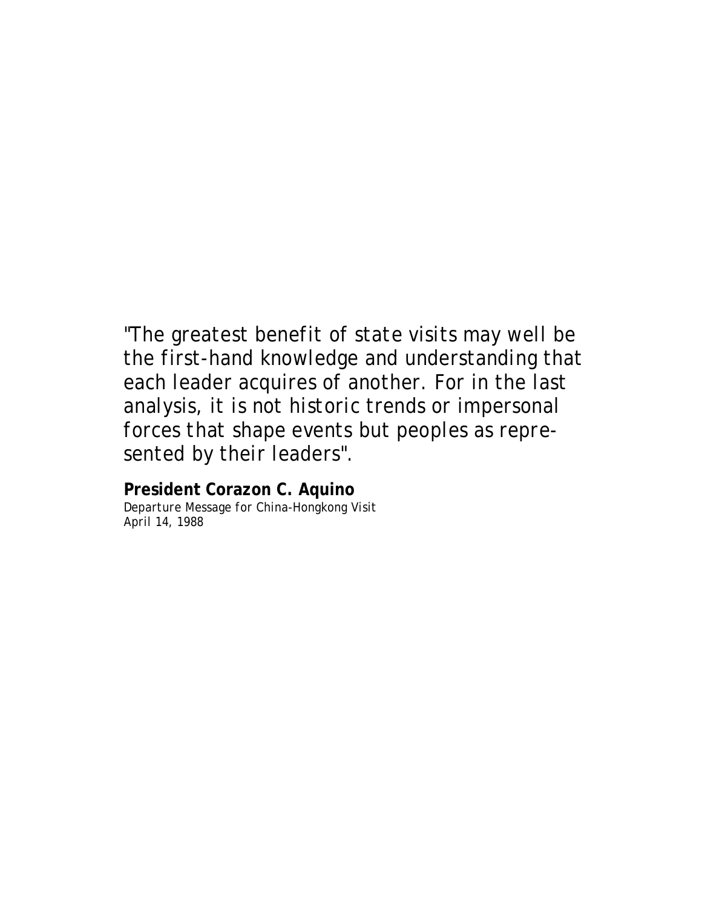"The greatest benefit of state visits may well be the first-hand knowledge and understanding that each leader acquires of another. For in the last analysis, it is not historic trends or impersonal forces that shape events but peoples as represented by their leaders".

**President Corazon C. Aquino**
Departure Message for China-Hongkong Visit
April 14, 1988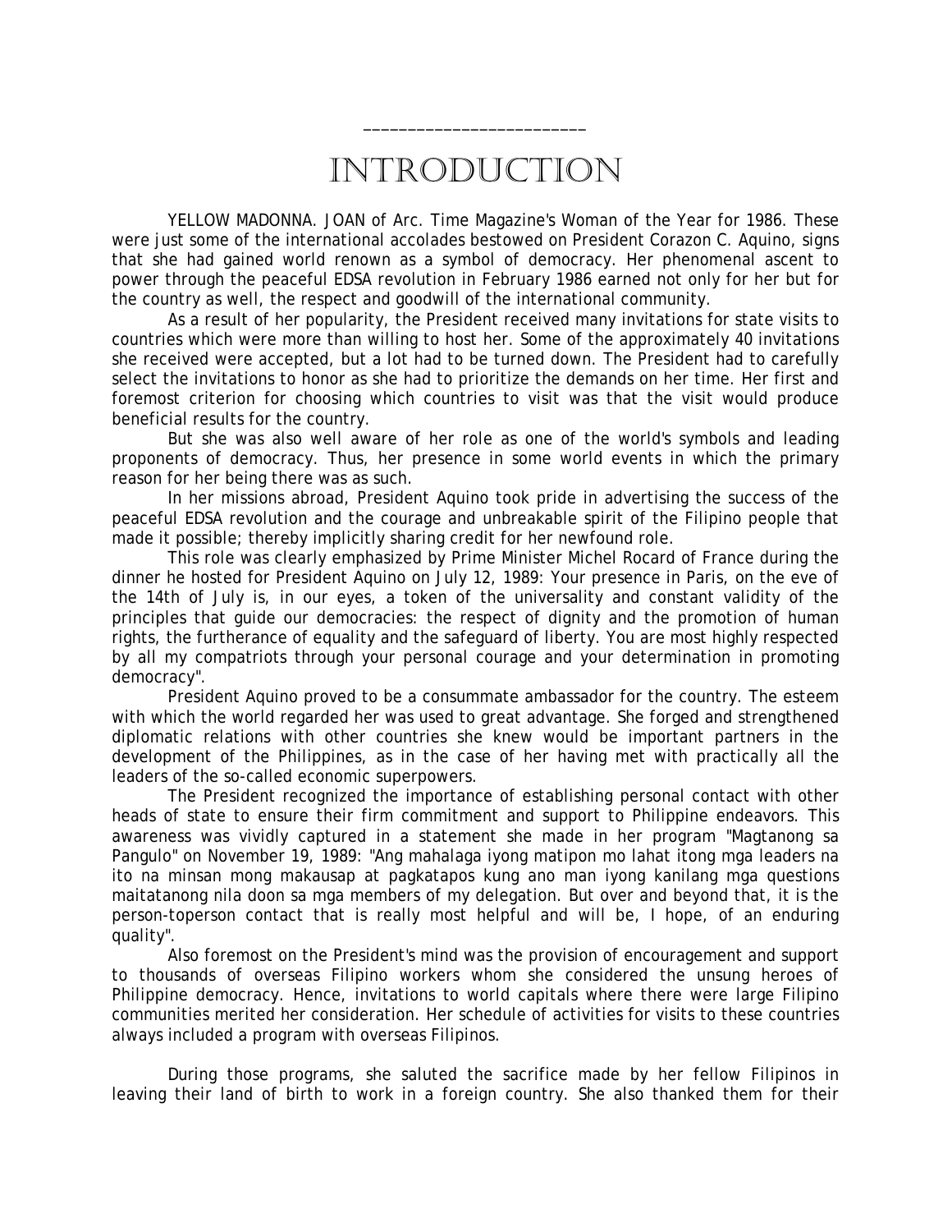# INTRODUCTION

YELLOW MADONNA. JOAN of Arc. Time Magazine's Woman of the Year for 1986. These were just some of the international accolades bestowed on President Corazon C. Aquino, signs that she had gained world renown as a symbol of democracy. Her phenomenal ascent to power through the peaceful EDSA revolution in February 1986 earned not only for her but for the country as well, the respect and goodwill of the international community.

As a result of her popularity, the President received many invitations for state visits to countries which were more than willing to host her. Some of the approximately 40 invitations she received were accepted, but a lot had to be turned down. The President had to carefully select the invitations to honor as she had to prioritize the demands on her time. Her first and foremost criterion for choosing which countries to visit was that the visit would produce beneficial results for the country.

But she was also well aware of her role as one of the world's symbols and leading proponents of democracy. Thus, her presence in some world events in which the primary reason for her being there was as such.

In her missions abroad, President Aquino took pride in advertising the success of the peaceful EDSA revolution and the courage and unbreakable spirit of the Filipino people that made it possible; thereby implicitly sharing credit for her newfound role.

This role was clearly emphasized by Prime Minister Michel Rocard of France during the dinner he hosted for President Aquino on July 12, 1989: Your presence in Paris, on the eve of the 14th of July is, in our eyes, a token of the universality and constant validity of the principles that guide our democracies: the respect of dignity and the promotion of human rights, the furtherance of equality and the safeguard of liberty. You are most highly respected by all my compatriots through your personal courage and your determination in promoting democracy".

President Aquino proved to be a consummate ambassador for the country. The esteem with which the world regarded her was used to great advantage. She forged and strengthened diplomatic relations with other countries she knew would be important partners in the development of the Philippines, as in the case of her having met with practically all the leaders of the so-called economic superpowers.

The President recognized the importance of establishing personal contact with other heads of state to ensure their firm commitment and support to Philippine endeavors. This awareness was vividly captured in a statement she made in her program "Magtanong sa Pangulo" on November 19, 1989: "Ang mahalaga iyong matipon mo lahat itong mga leaders na ito na minsan mong makausap at pagkatapos kung ano man iyong kanilang mga questions maitatanong nila doon sa mga members of my delegation. But over and beyond that, it is the person-toperson contact that is really most helpful and will be, I hope, of an enduring quality".

Also foremost on the President's mind was the provision of encouragement and support to thousands of overseas Filipino workers whom she considered the unsung heroes of Philippine democracy. Hence, invitations to world capitals where there were large Filipino communities merited her consideration. Her schedule of activities for visits to these countries always included a program with overseas Filipinos.

During those programs, she saluted the sacrifice made by her fellow Filipinos in leaving their land of birth to work in a foreign country. She also thanked them for their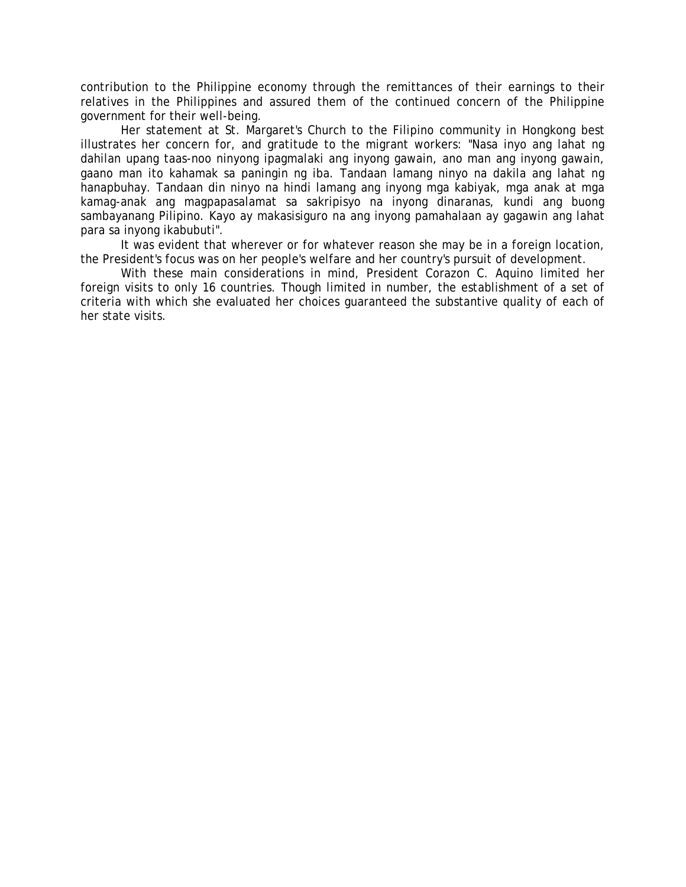contribution to the Philippine economy through the remittances of their earnings to their relatives in the Philippines and assured them of the continued concern of the Philippine government for their well-being.

Her statement at St. Margaret's Church to the Filipino community in Hongkong best illustrates her concern for, and gratitude to the migrant workers: "Nasa inyo ang lahat ng dahilan upang taas-noo ninyong ipagmalaki ang inyong gawain, ano man ang inyong gawain, gaano man ito kahamak sa paningin ng iba. Tandaan lamang ninyo na dakila ang lahat ng hanapbuhay. Tandaan din ninyo na hindi lamang ang inyong mga kabiyak, mga anak at mga kamag-anak ang magpapasalamat sa sakripisyo na inyong dinaranas, kundi ang buong sambayanang Pilipino. Kayo ay makasisiguro na ang inyong pamahalaan ay gagawin ang lahat para sa inyong ikabubuti".

It was evident that wherever or for whatever reason she may be in a foreign location, the President's focus was on her people's welfare and her country's pursuit of development.

With these main considerations in mind, President Corazon C. Aquino limited her foreign visits to only 16 countries. Though limited in number, the establishment of a set of criteria with which she evaluated her choices guaranteed the substantive quality of each of her state visits.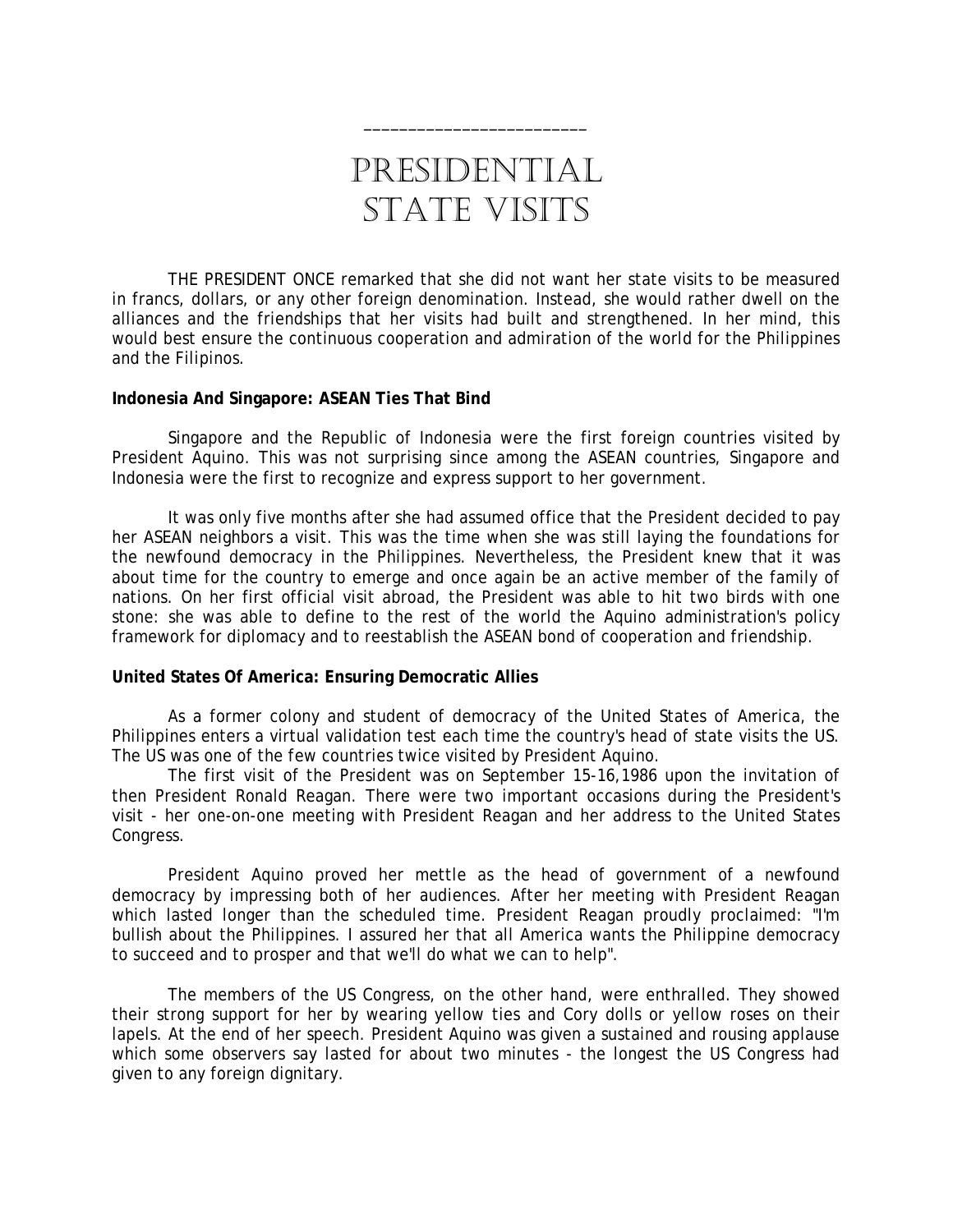# PRESIDENTIAL STATE VISITS

THE PRESIDENT ONCE remarked that she did not want her state visits to be measured in francs, dollars, or any other foreign denomination. Instead, she would rather dwell on the alliances and the friendships that her visits had built and strengthened. In her mind, this would best ensure the continuous cooperation and admiration of the world for the Philippines and the Filipinos.

**Indonesia And Singapore: ASEAN Ties That Bind**

Singapore and the Republic of Indonesia were the first foreign countries visited by President Aquino. This was not surprising since among the ASEAN countries, Singapore and Indonesia were the first to recognize and express support to her government.

It was only five months after she had assumed office that the President decided to pay her ASEAN neighbors a visit. This was the time when she was still laying the foundations for the newfound democracy in the Philippines. Nevertheless, the President knew that it was about time for the country to emerge and once again be an active member of the family of nations. On her first official visit abroad, the President was able to hit two birds with one stone: she was able to define to the rest of the world the Aquino administration's policy framework for diplomacy and to reestablish the ASEAN bond of cooperation and friendship.

**United States Of America: Ensuring Democratic Allies**

As a former colony and student of democracy of the United States of America, the Philippines enters a virtual validation test each time the country's head of state visits the US. The US was one of the few countries twice visited by President Aquino.

The first visit of the President was on September 15-16,1986 upon the invitation of then President Ronald Reagan. There were two important occasions during the President's visit - her one-on-one meeting with President Reagan and her address to the United States Congress.

President Aquino proved her mettle as the head of government of a newfound democracy by impressing both of her audiences. After her meeting with President Reagan which lasted longer than the scheduled time. President Reagan proudly proclaimed: "I'm bullish about the Philippines. I assured her that all America wants the Philippine democracy to succeed and to prosper and that we'll do what we can to help".

The members of the US Congress, on the other hand, were enthralled. They showed their strong support for her by wearing yellow ties and Cory dolls or yellow roses on their lapels. At the end of her speech. President Aquino was given a sustained and rousing applause which some observers say lasted for about two minutes - the longest the US Congress had given to any foreign dignitary.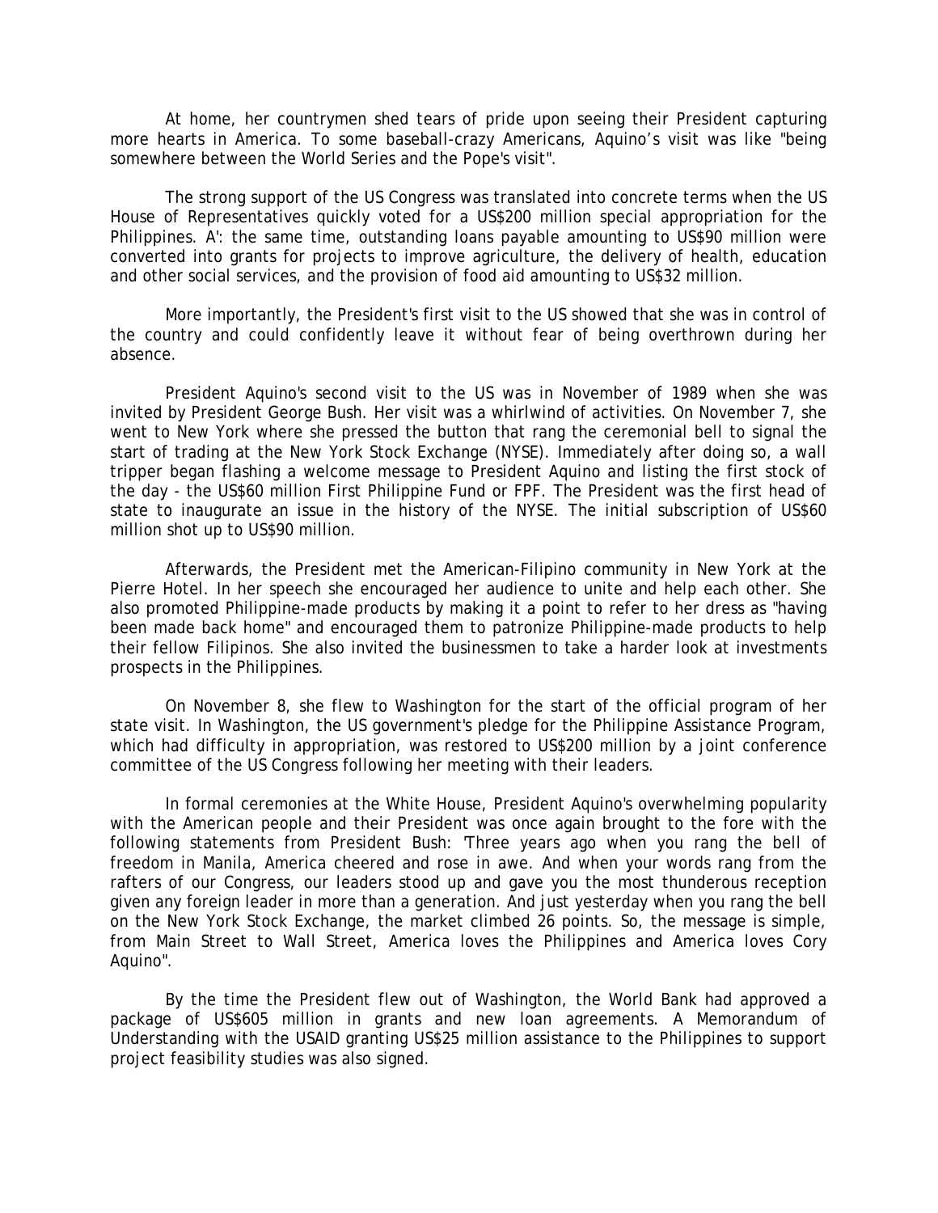At home, her countrymen shed tears of pride upon seeing their President capturing more hearts in America. To some baseball-crazy Americans, Aquino's visit was like "being somewhere between the World Series and the Pope's visit".

The strong support of the US Congress was translated into concrete terms when the US House of Representatives quickly voted for a US$200 million special appropriation for the Philippines. A': the same time, outstanding loans payable amounting to US$90 million were converted into grants for projects to improve agriculture, the delivery of health, education and other social services, and the provision of food aid amounting to US$32 million.

More importantly, the President's first visit to the US showed that she was in control of the country and could confidently leave it without fear of being overthrown during her absence.

President Aquino's second visit to the US was in November of 1989 when she was invited by President George Bush. Her visit was a whirlwind of activities. On November 7, she went to New York where she pressed the button that rang the ceremonial bell to signal the start of trading at the New York Stock Exchange (NYSE). Immediately after doing so, a wall tripper began flashing a welcome message to President Aquino and listing the first stock of the day - the US$60 million First Philippine Fund or FPF. The President was the first head of state to inaugurate an issue in the history of the NYSE. The initial subscription of US$60 million shot up to US$90 million.

Afterwards, the President met the American-Filipino community in New York at the Pierre Hotel. In her speech she encouraged her audience to unite and help each other. She also promoted Philippine-made products by making it a point to refer to her dress as "having been made back home" and encouraged them to patronize Philippine-made products to help their fellow Filipinos. She also invited the businessmen to take a harder look at investments prospects in the Philippines.

On November 8, she flew to Washington for the start of the official program of her state visit. In Washington, the US government's pledge for the Philippine Assistance Program, which had difficulty in appropriation, was restored to US$200 million by a joint conference committee of the US Congress following her meeting with their leaders.

In formal ceremonies at the White House, President Aquino's overwhelming popularity with the American people and their President was once again brought to the fore with the following statements from President Bush: 'Three years ago when you rang the bell of freedom in Manila, America cheered and rose in awe. And when your words rang from the rafters of our Congress, our leaders stood up and gave you the most thunderous reception given any foreign leader in more than a generation. And just yesterday when you rang the bell on the New York Stock Exchange, the market climbed 26 points. So, the message is simple, from Main Street to Wall Street, America loves the Philippines and America loves Cory Aquino".

By the time the President flew out of Washington, the World Bank had approved a package of US$605 million in grants and new loan agreements. A Memorandum of Understanding with the USAID granting US$25 million assistance to the Philippines to support project feasibility studies was also signed.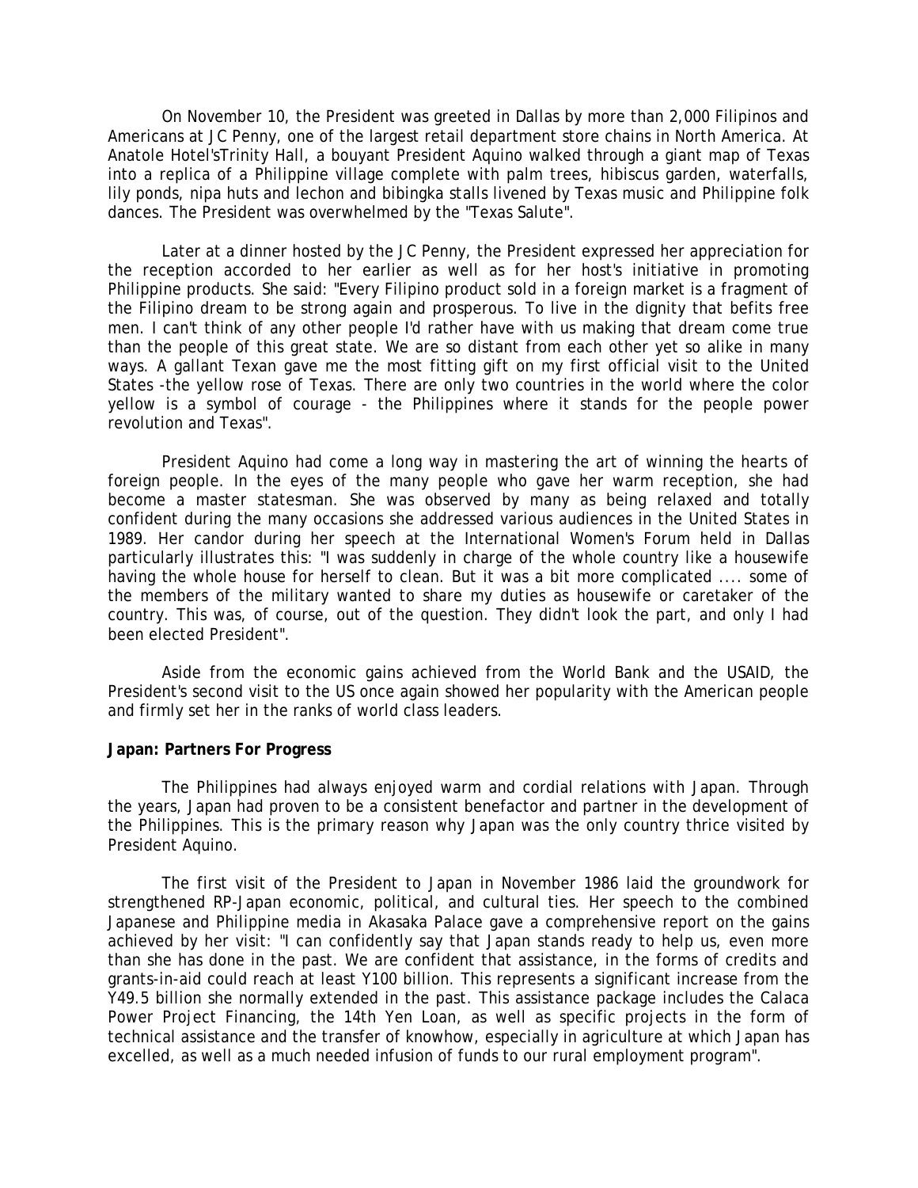On November 10, the President was greeted in Dallas by more than 2,000 Filipinos and Americans at JC Penny, one of the largest retail department store chains in North America. At Anatole Hotel'sTrinity Hall, a bouyant President Aquino walked through a giant map of Texas into a replica of a Philippine village complete with palm trees, hibiscus garden, waterfalls, lily ponds, nipa huts and lechon and bibingka stalls livened by Texas music and Philippine folk dances. The President was overwhelmed by the "Texas Salute".

Later at a dinner hosted by the JC Penny, the President expressed her appreciation for the reception accorded to her earlier as well as for her host's initiative in promoting Philippine products. She said: "Every Filipino product sold in a foreign market is a fragment of the Filipino dream to be strong again and prosperous. To live in the dignity that befits free men. I can't think of any other people I'd rather have with us making that dream come true than the people of this great state. We are so distant from each other yet so alike in many ways. A gallant Texan gave me the most fitting gift on my first official visit to the United States -the yellow rose of Texas. There are only two countries in the world where the color yellow is a symbol of courage - the Philippines where it stands for the people power revolution and Texas".

President Aquino had come a long way in mastering the art of winning the hearts of foreign people. In the eyes of the many people who gave her warm reception, she had become a master statesman. She was observed by many as being relaxed and totally confident during the many occasions she addressed various audiences in the United States in 1989. Her candor during her speech at the International Women's Forum held in Dallas particularly illustrates this: "I was suddenly in charge of the whole country like a housewife having the whole house for herself to clean. But it was a bit more complicated .... some of the members of the military wanted to share my duties as housewife or caretaker of the country. This was, of course, out of the question. They didn't look the part, and only I had been elected President".

Aside from the economic gains achieved from the World Bank and the USAID, the President's second visit to the US once again showed her popularity with the American people and firmly set her in the ranks of world class leaders.

**Japan: Partners For Progress**

The Philippines had always enjoyed warm and cordial relations with Japan. Through the years, Japan had proven to be a consistent benefactor and partner in the development of the Philippines. This is the primary reason why Japan was the only country thrice visited by President Aquino.

The first visit of the President to Japan in November 1986 laid the groundwork for strengthened RP-Japan economic, political, and cultural ties. Her speech to the combined Japanese and Philippine media in Akasaka Palace gave a comprehensive report on the gains achieved by her visit: "I can confidently say that Japan stands ready to help us, even more than she has done in the past. We are confident that assistance, in the forms of credits and grants-in-aid could reach at least Y100 billion. This represents a significant increase from the Y49.5 billion she normally extended in the past. This assistance package includes the Calaca Power Project Financing, the 14th Yen Loan, as well as specific projects in the form of technical assistance and the transfer of knowhow, especially in agriculture at which Japan has excelled, as well as a much needed infusion of funds to our rural employment program".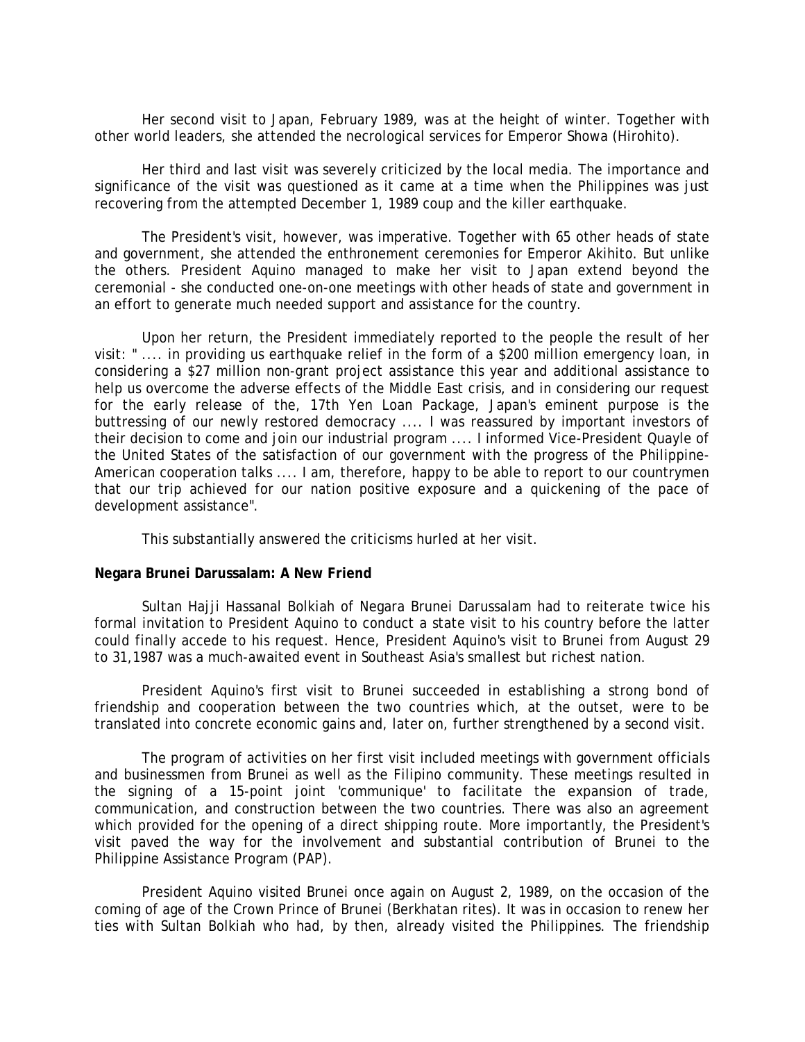Her second visit to Japan, February 1989, was at the height of winter. Together with other world leaders, she attended the necrological services for Emperor Showa (Hirohito).

Her third and last visit was severely criticized by the local media. The importance and significance of the visit was questioned as it came at a time when the Philippines was just recovering from the attempted December 1, 1989 coup and the killer earthquake.

The President's visit, however, was imperative. Together with 65 other heads of state and government, she attended the enthronement ceremonies for Emperor Akihito. But unlike the others. President Aquino managed to make her visit to Japan extend beyond the ceremonial - she conducted one-on-one meetings with other heads of state and government in an effort to generate much needed support and assistance for the country.

Upon her return, the President immediately reported to the people the result of her visit: " .... in providing us earthquake relief in the form of a $200 million emergency loan, in considering a $27 million non-grant project assistance this year and additional assistance to help us overcome the adverse effects of the Middle East crisis, and in considering our request for the early release of the, 17th Yen Loan Package, Japan's eminent purpose is the buttressing of our newly restored democracy .... I was reassured by important investors of their decision to come and join our industrial program .... I informed Vice-President Quayle of the United States of the satisfaction of our government with the progress of the Philippine-American cooperation talks .... I am, therefore, happy to be able to report to our countrymen that our trip achieved for our nation positive exposure and a quickening of the pace of development assistance".

This substantially answered the criticisms hurled at her visit.

**Negara Brunei Darussalam: A New Friend**

Sultan Hajji Hassanal Bolkiah of Negara Brunei Darussalam had to reiterate twice his formal invitation to President Aquino to conduct a state visit to his country before the latter could finally accede to his request. Hence, President Aquino's visit to Brunei from August 29 to 31,1987 was a much-awaited event in Southeast Asia's smallest but richest nation.

President Aquino's first visit to Brunei succeeded in establishing a strong bond of friendship and cooperation between the two countries which, at the outset, were to be translated into concrete economic gains and, later on, further strengthened by a second visit.

The program of activities on her first visit included meetings with government officials and businessmen from Brunei as well as the Filipino community. These meetings resulted in the signing of a 15-point joint 'communique' to facilitate the expansion of trade, communication, and construction between the two countries. There was also an agreement which provided for the opening of a direct shipping route. More importantly, the President's visit paved the way for the involvement and substantial contribution of Brunei to the Philippine Assistance Program (PAP).

President Aquino visited Brunei once again on August 2, 1989, on the occasion of the coming of age of the Crown Prince of Brunei (Berkhatan rites). It was in occasion to renew her ties with Sultan Bolkiah who had, by then, already visited the Philippines. The friendship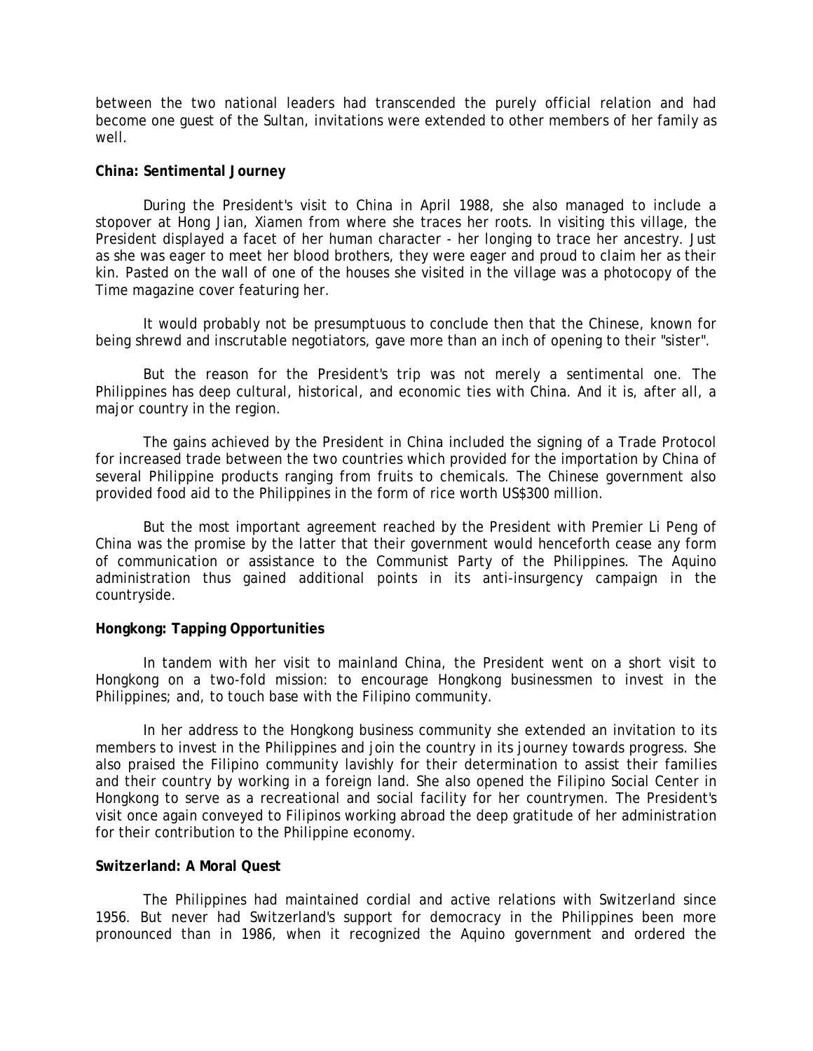between the two national leaders had transcended the purely official relation and had become one guest of the Sultan, invitations were extended to other members of her family as well.

**China: Sentimental Journey**

During the President's visit to China in April 1988, she also managed to include a stopover at Hong Jian, Xiamen from where she traces her roots. In visiting this village, the President displayed a facet of her human character - her longing to trace her ancestry. Just as she was eager to meet her blood brothers, they were eager and proud to claim her as their kin. Pasted on the wall of one of the houses she visited in the village was a photocopy of the Time magazine cover featuring her.

It would probably not be presumptuous to conclude then that the Chinese, known for being shrewd and inscrutable negotiators, gave more than an inch of opening to their "sister".

But the reason for the President's trip was not merely a sentimental one. The Philippines has deep cultural, historical, and economic ties with China. And it is, after all, a major country in the region.

The gains achieved by the President in China included the signing of a Trade Protocol for increased trade between the two countries which provided for the importation by China of several Philippine products ranging from fruits to chemicals. The Chinese government also provided food aid to the Philippines in the form of rice worth US$300 million.

But the most important agreement reached by the President with Premier Li Peng of China was the promise by the latter that their government would henceforth cease any form of communication or assistance to the Communist Party of the Philippines. The Aquino administration thus gained additional points in its anti-insurgency campaign in the countryside.

**Hongkong: Tapping Opportunities**

In tandem with her visit to mainland China, the President went on a short visit to Hongkong on a two-fold mission: to encourage Hongkong businessmen to invest in the Philippines; and, to touch base with the Filipino community.

In her address to the Hongkong business community she extended an invitation to its members to invest in the Philippines and join the country in its journey towards progress. She also praised the Filipino community lavishly for their determination to assist their families and their country by working in a foreign land. She also opened the Filipino Social Center in Hongkong to serve as a recreational and social facility for her countrymen. The President's visit once again conveyed to Filipinos working abroad the deep gratitude of her administration for their contribution to the Philippine economy.

**Switzerland: A Moral Quest**

The Philippines had maintained cordial and active relations with Switzerland since 1956. But never had Switzerland's support for democracy in the Philippines been more pronounced than in 1986, when it recognized the Aquino government and ordered the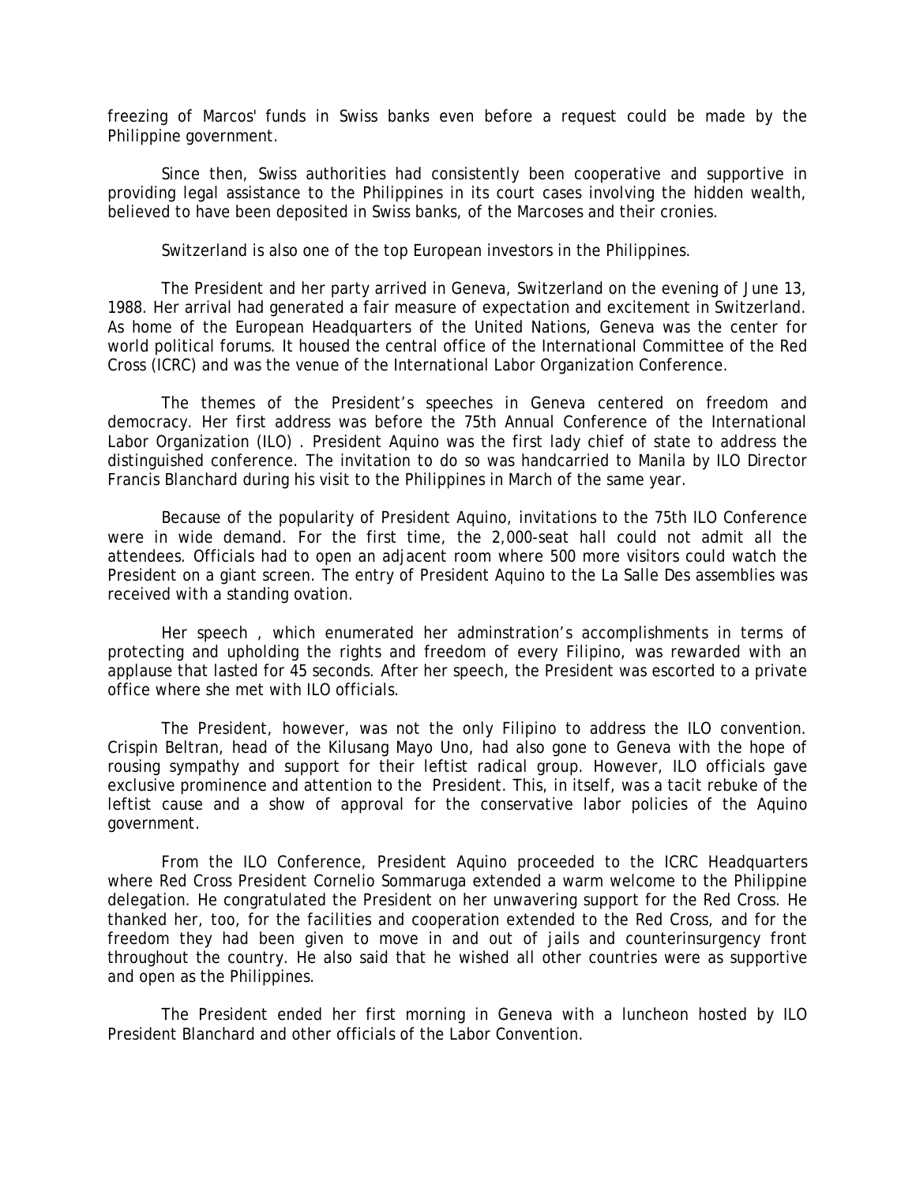freezing of Marcos' funds in Swiss banks even before a request could be made by the Philippine government.

Since then, Swiss authorities had consistently been cooperative and supportive in providing legal assistance to the Philippines in its court cases involving the hidden wealth, believed to have been deposited in Swiss banks, of the Marcoses and their cronies.

Switzerland is also one of the top European investors in the Philippines.

The President and her party arrived in Geneva, Switzerland on the evening of June 13, 1988. Her arrival had generated a fair measure of expectation and excitement in Switzerland. As home of the European Headquarters of the United Nations, Geneva was the center for world political forums. It housed the central office of the International Committee of the Red Cross (ICRC) and was the venue of the International Labor Organization Conference.

The themes of the President's speeches in Geneva centered on freedom and democracy. Her first address was before the 75th Annual Conference of the International Labor Organization (ILO) . President Aquino was the first lady chief of state to address the distinguished conference. The invitation to do so was handcarried to Manila by ILO Director Francis Blanchard during his visit to the Philippines in March of the same year.

Because of the popularity of President Aquino, invitations to the 75th ILO Conference were in wide demand. For the first time, the 2,000-seat hall could not admit all the attendees. Officials had to open an adjacent room where 500 more visitors could watch the President on a giant screen. The entry of President Aquino to the La Salle Des assemblies was received with a standing ovation.

Her speech , which enumerated her adminstration's accomplishments in terms of protecting and upholding the rights and freedom of every Filipino, was rewarded with an applause that lasted for 45 seconds. After her speech, the President was escorted to a private office where she met with ILO officials.

The President, however, was not the only Filipino to address the ILO convention. Crispin Beltran, head of the Kilusang Mayo Uno, had also gone to Geneva with the hope of rousing sympathy and support for their leftist radical group. However, ILO officials gave exclusive prominence and attention to the President. This, in itself, was a tacit rebuke of the leftist cause and a show of approval for the conservative labor policies of the Aquino government.

From the ILO Conference, President Aquino proceeded to the ICRC Headquarters where Red Cross President Cornelio Sommaruga extended a warm welcome to the Philippine delegation. He congratulated the President on her unwavering support for the Red Cross. He thanked her, too, for the facilities and cooperation extended to the Red Cross, and for the freedom they had been given to move in and out of jails and counterinsurgency front throughout the country. He also said that he wished all other countries were as supportive and open as the Philippines.

The President ended her first morning in Geneva with a luncheon hosted by ILO President Blanchard and other officials of the Labor Convention.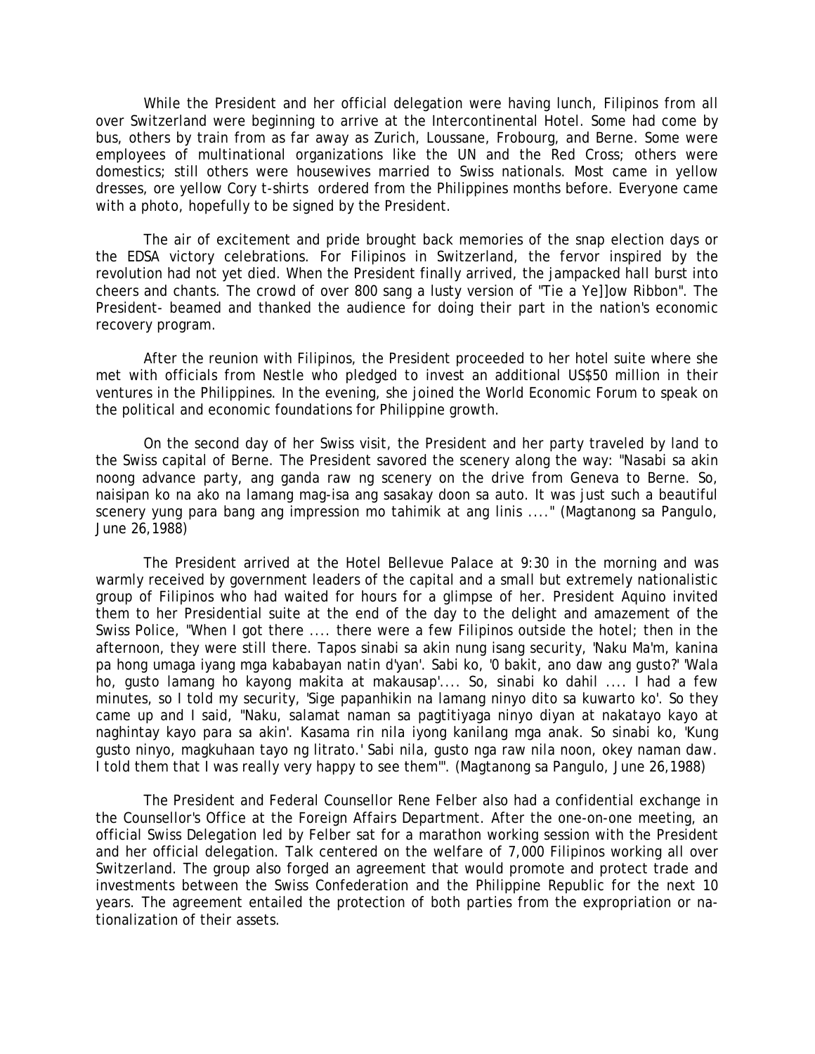While the President and her official delegation were having lunch, Filipinos from all over Switzerland were beginning to arrive at the Intercontinental Hotel. Some had come by bus, others by train from as far away as Zurich, Loussane, Frobourg, and Berne. Some were employees of multinational organizations like the UN and the Red Cross; others were domestics; still others were housewives married to Swiss nationals. Most came in yellow dresses, ore yellow Cory t-shirts ordered from the Philippines months before. Everyone came with a photo, hopefully to be signed by the President.

The air of excitement and pride brought back memories of the snap election days or the EDSA victory celebrations. For Filipinos in Switzerland, the fervor inspired by the revolution had not yet died. When the President finally arrived, the jampacked hall burst into cheers and chants. The crowd of over 800 sang a lusty version of "Tie a Ye]]ow Ribbon". The President- beamed and thanked the audience for doing their part in the nation's economic recovery program.

After the reunion with Filipinos, the President proceeded to her hotel suite where she met with officials from Nestle who pledged to invest an additional US$50 million in their ventures in the Philippines. In the evening, she joined the World Economic Forum to speak on the political and economic foundations for Philippine growth.

On the second day of her Swiss visit, the President and her party traveled by land to the Swiss capital of Berne. The President savored the scenery along the way: "Nasabi sa akin noong advance party, ang ganda raw ng scenery on the drive from Geneva to Berne. So, naisipan ko na ako na lamang mag-isa ang sasakay doon sa auto. It was just such a beautiful scenery yung para bang ang impression mo tahimik at ang linis ...." (Magtanong sa Pangulo, June 26,1988)

The President arrived at the Hotel Bellevue Palace at 9:30 in the morning and was warmly received by government leaders of the capital and a small but extremely nationalistic group of Filipinos who had waited for hours for a glimpse of her. President Aquino invited them to her Presidential suite at the end of the day to the delight and amazement of the Swiss Police, "When I got there .... there were a few Filipinos outside the hotel; then in the afternoon, they were still there. Tapos sinabi sa akin nung isang security, 'Naku Ma'm, kanina pa hong umaga iyang mga kababayan natin d'yan'. Sabi ko, '0 bakit, ano daw ang gusto?' 'Wala ho, gusto lamang ho kayong makita at makausap'.... So, sinabi ko dahil .... I had a few minutes, so I told my security, 'Sige papanhikin na lamang ninyo dito sa kuwarto ko'. So they came up and I said, "Naku, salamat naman sa pagtitiyaga ninyo diyan at nakatayo kayo at naghintay kayo para sa akin'. Kasama rin nila iyong kanilang mga anak. So sinabi ko, 'Kung gusto ninyo, magkuhaan tayo ng litrato.' Sabi nila, gusto nga raw nila noon, okey naman daw. I told them that I was really very happy to see them'". (Magtanong sa Pangulo, June 26,1988)

The President and Federal Counsellor Rene Felber also had a confidential exchange in the Counsellor's Office at the Foreign Affairs Department. After the one-on-one meeting, an official Swiss Delegation led by Felber sat for a marathon working session with the President and her official delegation. Talk centered on the welfare of 7,000 Filipinos working all over Switzerland. The group also forged an agreement that would promote and protect trade and investments between the Swiss Confederation and the Philippine Republic for the next 10 years. The agreement entailed the protection of both parties from the expropriation or nationalization of their assets.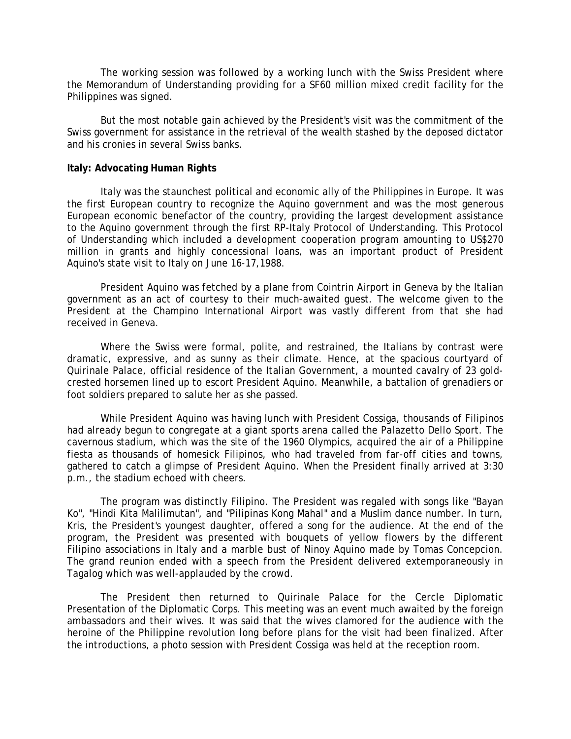The working session was followed by a working lunch with the Swiss President where the Memorandum of Understanding providing for a SF60 million mixed credit facility for the Philippines was signed.

But the most notable gain achieved by the President's visit was the commitment of the Swiss government for assistance in the retrieval of the wealth stashed by the deposed dictator and his cronies in several Swiss banks.

**Italy: Advocating Human Rights**

Italy was the staunchest political and economic ally of the Philippines in Europe. It was the first European country to recognize the Aquino government and was the most generous European economic benefactor of the country, providing the largest development assistance to the Aquino government through the first RP-Italy Protocol of Understanding. This Protocol of Understanding which included a development cooperation program amounting to US$270 million in grants and highly concessional loans, was an important product of President Aquino's state visit to Italy on June 16-17,1988.

President Aquino was fetched by a plane from Cointrin Airport in Geneva by the Italian government as an act of courtesy to their much-awaited guest. The welcome given to the President at the Champino International Airport was vastly different from that she had received in Geneva.

Where the Swiss were formal, polite, and restrained, the Italians by contrast were dramatic, expressive, and as sunny as their climate. Hence, at the spacious courtyard of Quirinale Palace, official residence of the Italian Government, a mounted cavalry of 23 gold-crested horsemen lined up to escort President Aquino. Meanwhile, a battalion of grenadiers or foot soldiers prepared to salute her as she passed.

While President Aquino was having lunch with President Cossiga, thousands of Filipinos had already begun to congregate at a giant sports arena called the Palazetto Dello Sport. The cavernous stadium, which was the site of the 1960 Olympics, acquired the air of a Philippine fiesta as thousands of homesick Filipinos, who had traveled from far-off cities and towns, gathered to catch a glimpse of President Aquino. When the President finally arrived at 3:30 p.m., the stadium echoed with cheers.

The program was distinctly Filipino. The President was regaled with songs like "Bayan Ko", "Hindi Kita Malilimutan", and "Pilipinas Kong Mahal" and a Muslim dance number. In turn, Kris, the President's youngest daughter, offered a song for the audience. At the end of the program, the President was presented with bouquets of yellow flowers by the different Filipino associations in Italy and a marble bust of Ninoy Aquino made by Tomas Concepcion. The grand reunion ended with a speech from the President delivered extemporaneously in Tagalog which was well-applauded by the crowd.

The President then returned to Quirinale Palace for the Cercle Diplomatic Presentation of the Diplomatic Corps. This meeting was an event much awaited by the foreign ambassadors and their wives. It was said that the wives clamored for the audience with the heroine of the Philippine revolution long before plans for the visit had been finalized. After the introductions, a photo session with President Cossiga was held at the reception room.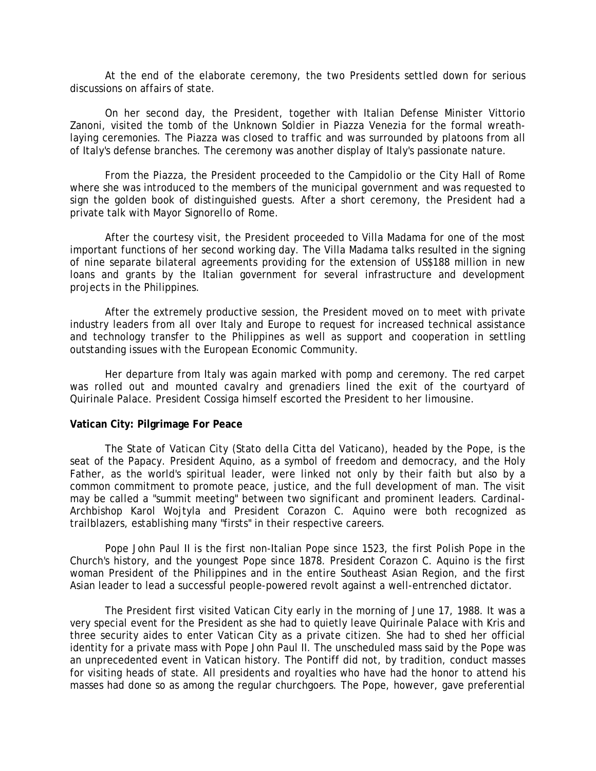At the end of the elaborate ceremony, the two Presidents settled down for serious discussions on affairs of state.

On her second day, the President, together with Italian Defense Minister Vittorio Zanoni, visited the tomb of the Unknown Soldier in Piazza Venezia for the formal wreath-laying ceremonies. The Piazza was closed to traffic and was surrounded by platoons from all of Italy's defense branches. The ceremony was another display of Italy's passionate nature.

From the Piazza, the President proceeded to the Campidolio or the City Hall of Rome where she was introduced to the members of the municipal government and was requested to sign the golden book of distinguished guests. After a short ceremony, the President had a private talk with Mayor Signorello of Rome.

After the courtesy visit, the President proceeded to Villa Madama for one of the most important functions of her second working day. The Villa Madama talks resulted in the signing of nine separate bilateral agreements providing for the extension of US$188 million in new loans and grants by the Italian government for several infrastructure and development projects in the Philippines.

After the extremely productive session, the President moved on to meet with private industry leaders from all over Italy and Europe to request for increased technical assistance and technology transfer to the Philippines as well as support and cooperation in settling outstanding issues with the European Economic Community.

Her departure from Italy was again marked with pomp and ceremony. The red carpet was rolled out and mounted cavalry and grenadiers lined the exit of the courtyard of Quirinale Palace. President Cossiga himself escorted the President to her limousine.

**Vatican City: Pilgrimage For Peace**

The State of Vatican City (Stato della Citta del Vaticano), headed by the Pope, is the seat of the Papacy. President Aquino, as a symbol of freedom and democracy, and the Holy Father, as the world's spiritual leader, were linked not only by their faith but also by a common commitment to promote peace, justice, and the full development of man. The visit may be called a "summit meeting" between two significant and prominent leaders. Cardinal-Archbishop Karol Wojtyla and President Corazon C. Aquino were both recognized as trailblazers, establishing many "firsts" in their respective careers.

Pope John Paul II is the first non-Italian Pope since 1523, the first Polish Pope in the Church's history, and the youngest Pope since 1878. President Corazon C. Aquino is the first woman President of the Philippines and in the entire Southeast Asian Region, and the first Asian leader to lead a successful people-powered revolt against a well-entrenched dictator.

The President first visited Vatican City early in the morning of June 17, 1988. It was a very special event for the President as she had to quietly leave Quirinale Palace with Kris and three security aides to enter Vatican City as a private citizen. She had to shed her official identity for a private mass with Pope John Paul II. The unscheduled mass said by the Pope was an unprecedented event in Vatican history. The Pontiff did not, by tradition, conduct masses for visiting heads of state. All presidents and royalties who have had the honor to attend his masses had done so as among the regular churchgoers. The Pope, however, gave preferential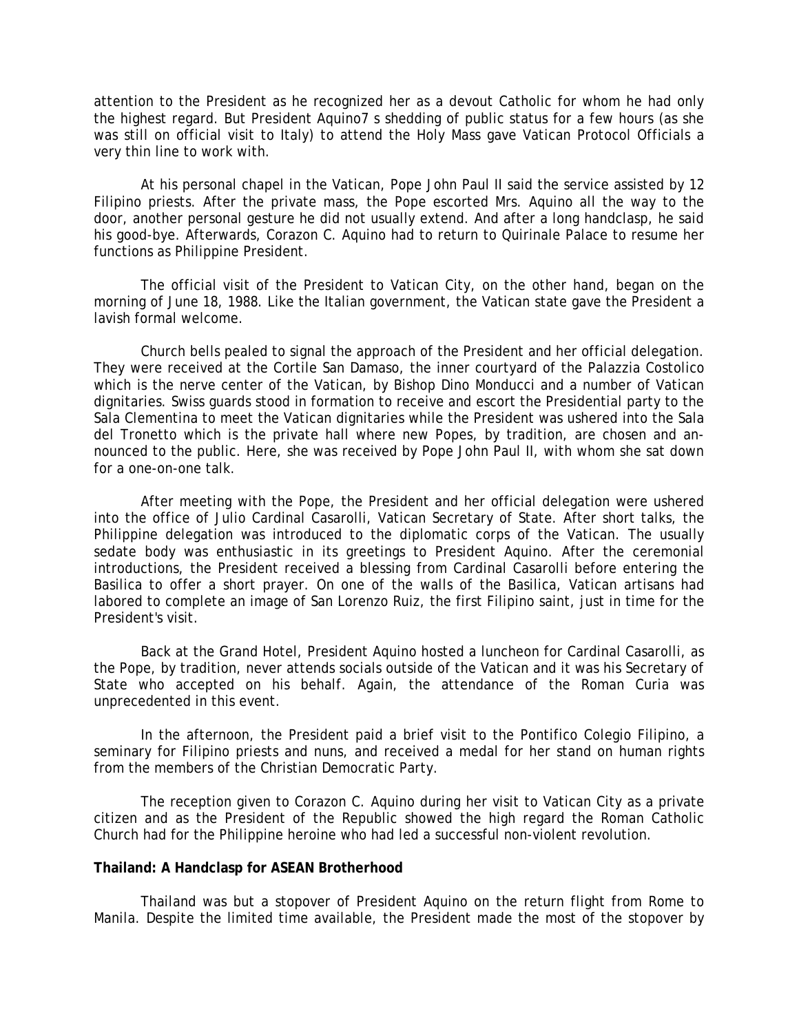attention to the President as he recognized her as a devout Catholic for whom he had only the highest regard. But President Aquino7 s shedding of public status for a few hours (as she was still on official visit to Italy) to attend the Holy Mass gave Vatican Protocol Officials a very thin line to work with.

At his personal chapel in the Vatican, Pope John Paul II said the service assisted by 12 Filipino priests. After the private mass, the Pope escorted Mrs. Aquino all the way to the door, another personal gesture he did not usually extend. And after a long handclasp, he said his good-bye. Afterwards, Corazon C. Aquino had to return to Quirinale Palace to resume her functions as Philippine President.

The official visit of the President to Vatican City, on the other hand, began on the morning of June 18, 1988. Like the Italian government, the Vatican state gave the President a lavish formal welcome.

Church bells pealed to signal the approach of the President and her official delegation. They were received at the Cortile San Damaso, the inner courtyard of the Palazzia Costolico which is the nerve center of the Vatican, by Bishop Dino Monducci and a number of Vatican dignitaries. Swiss guards stood in formation to receive and escort the Presidential party to the Sala Clementina to meet the Vatican dignitaries while the President was ushered into the Sala del Tronetto which is the private hall where new Popes, by tradition, are chosen and announced to the public. Here, she was received by Pope John Paul II, with whom she sat down for a one-on-one talk.

After meeting with the Pope, the President and her official delegation were ushered into the office of Julio Cardinal Casarolli, Vatican Secretary of State. After short talks, the Philippine delegation was introduced to the diplomatic corps of the Vatican. The usually sedate body was enthusiastic in its greetings to President Aquino. After the ceremonial introductions, the President received a blessing from Cardinal Casarolli before entering the Basilica to offer a short prayer. On one of the walls of the Basilica, Vatican artisans had labored to complete an image of San Lorenzo Ruiz, the first Filipino saint, just in time for the President's visit.

Back at the Grand Hotel, President Aquino hosted a luncheon for Cardinal Casarolli, as the Pope, by tradition, never attends socials outside of the Vatican and it was his Secretary of State who accepted on his behalf. Again, the attendance of the Roman Curia was unprecedented in this event.

In the afternoon, the President paid a brief visit to the Pontifico Colegio Filipino, a seminary for Filipino priests and nuns, and received a medal for her stand on human rights from the members of the Christian Democratic Party.

The reception given to Corazon C. Aquino during her visit to Vatican City as a private citizen and as the President of the Republic showed the high regard the Roman Catholic Church had for the Philippine heroine who had led a successful non-violent revolution.

**Thailand: A Handclasp for ASEAN Brotherhood**

Thailand was but a stopover of President Aquino on the return flight from Rome to Manila. Despite the limited time available, the President made the most of the stopover by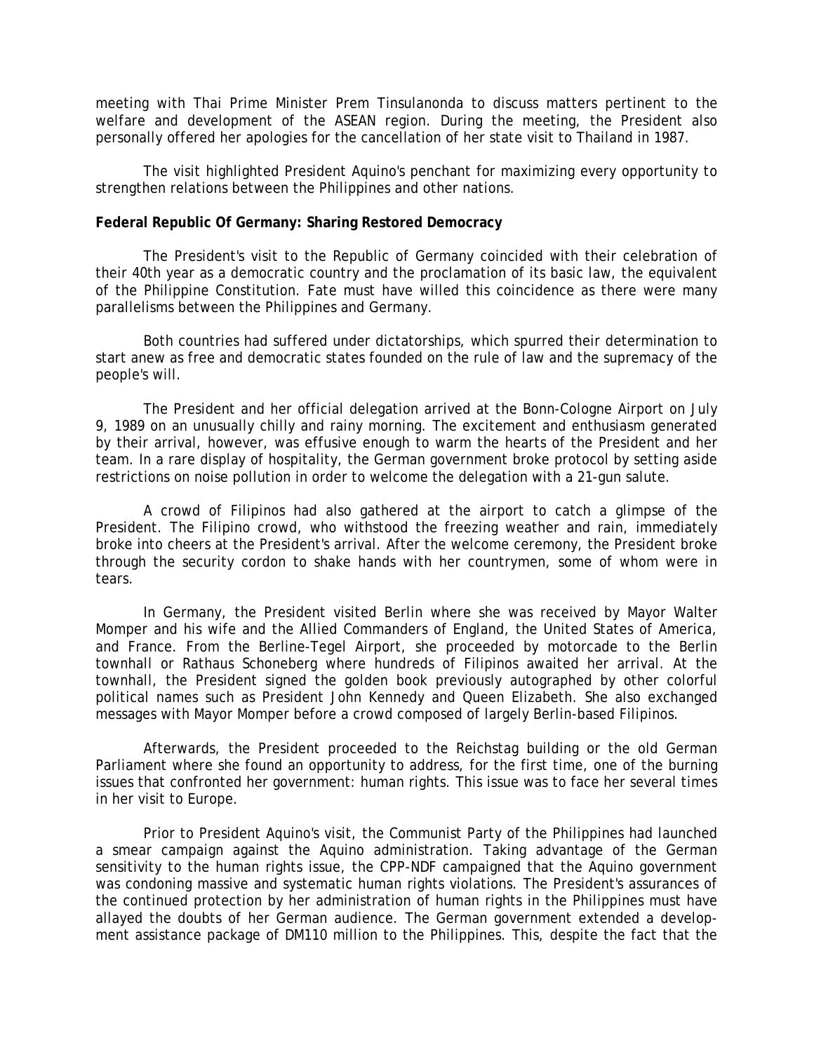meeting with Thai Prime Minister Prem Tinsulanonda to discuss matters pertinent to the welfare and development of the ASEAN region. During the meeting, the President also personally offered her apologies for the cancellation of her state visit to Thailand in 1987.

The visit highlighted President Aquino's penchant for maximizing every opportunity to strengthen relations between the Philippines and other nations.

**Federal Republic Of Germany: Sharing Restored Democracy**

The President's visit to the Republic of Germany coincided with their celebration of their 40th year as a democratic country and the proclamation of its basic law, the equivalent of the Philippine Constitution. Fate must have willed this coincidence as there were many parallelisms between the Philippines and Germany.

Both countries had suffered under dictatorships, which spurred their determination to start anew as free and democratic states founded on the rule of law and the supremacy of the people's will.

The President and her official delegation arrived at the Bonn-Cologne Airport on July 9, 1989 on an unusually chilly and rainy morning. The excitement and enthusiasm generated by their arrival, however, was effusive enough to warm the hearts of the President and her team. In a rare display of hospitality, the German government broke protocol by setting aside restrictions on noise pollution in order to welcome the delegation with a 21-gun salute.

A crowd of Filipinos had also gathered at the airport to catch a glimpse of the President. The Filipino crowd, who withstood the freezing weather and rain, immediately broke into cheers at the President's arrival. After the welcome ceremony, the President broke through the security cordon to shake hands with her countrymen, some of whom were in tears.

In Germany, the President visited Berlin where she was received by Mayor Walter Momper and his wife and the Allied Commanders of England, the United States of America, and France. From the Berline-Tegel Airport, she proceeded by motorcade to the Berlin townhall or Rathaus Schoneberg where hundreds of Filipinos awaited her arrival. At the townhall, the President signed the golden book previously autographed by other colorful political names such as President John Kennedy and Queen Elizabeth. She also exchanged messages with Mayor Momper before a crowd composed of largely Berlin-based Filipinos.

Afterwards, the President proceeded to the Reichstag building or the old German Parliament where she found an opportunity to address, for the first time, one of the burning issues that confronted her government: human rights. This issue was to face her several times in her visit to Europe.

Prior to President Aquino's visit, the Communist Party of the Philippines had launched a smear campaign against the Aquino administration. Taking advantage of the German sensitivity to the human rights issue, the CPP-NDF campaigned that the Aquino government was condoning massive and systematic human rights violations. The President's assurances of the continued protection by her administration of human rights in the Philippines must have allayed the doubts of her German audience. The German government extended a development assistance package of DM110 million to the Philippines. This, despite the fact that the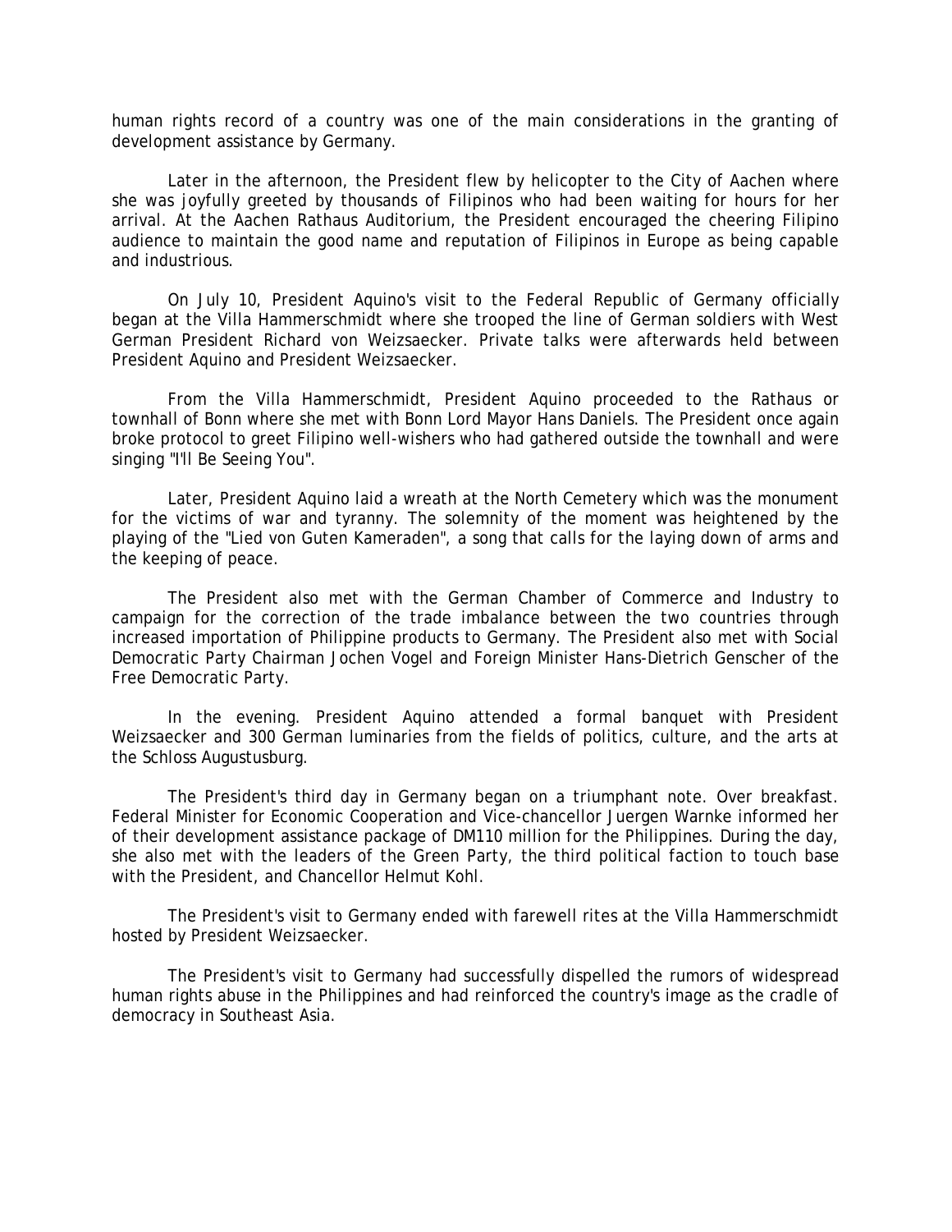human rights record of a country was one of the main considerations in the granting of development assistance by Germany.

Later in the afternoon, the President flew by helicopter to the City of Aachen where she was joyfully greeted by thousands of Filipinos who had been waiting for hours for her arrival. At the Aachen Rathaus Auditorium, the President encouraged the cheering Filipino audience to maintain the good name and reputation of Filipinos in Europe as being capable and industrious.

On July 10, President Aquino's visit to the Federal Republic of Germany officially began at the Villa Hammerschmidt where she trooped the line of German soldiers with West German President Richard von Weizsaecker. Private talks were afterwards held between President Aquino and President Weizsaecker.

From the Villa Hammerschmidt, President Aquino proceeded to the Rathaus or townhall of Bonn where she met with Bonn Lord Mayor Hans Daniels. The President once again broke protocol to greet Filipino well-wishers who had gathered outside the townhall and were singing "I'll Be Seeing You".

Later, President Aquino laid a wreath at the North Cemetery which was the monument for the victims of war and tyranny. The solemnity of the moment was heightened by the playing of the "Lied von Guten Kameraden", a song that calls for the laying down of arms and the keeping of peace.

The President also met with the German Chamber of Commerce and Industry to campaign for the correction of the trade imbalance between the two countries through increased importation of Philippine products to Germany. The President also met with Social Democratic Party Chairman Jochen Vogel and Foreign Minister Hans-Dietrich Genscher of the Free Democratic Party.

In the evening. President Aquino attended a formal banquet with President Weizsaecker and 300 German luminaries from the fields of politics, culture, and the arts at the Schloss Augustusburg.

The President's third day in Germany began on a triumphant note. Over breakfast. Federal Minister for Economic Cooperation and Vice-chancellor Juergen Warnke informed her of their development assistance package of DM110 million for the Philippines. During the day, she also met with the leaders of the Green Party, the third political faction to touch base with the President, and Chancellor Helmut Kohl.

The President's visit to Germany ended with farewell rites at the Villa Hammerschmidt hosted by President Weizsaecker.

The President's visit to Germany had successfully dispelled the rumors of widespread human rights abuse in the Philippines and had reinforced the country's image as the cradle of democracy in Southeast Asia.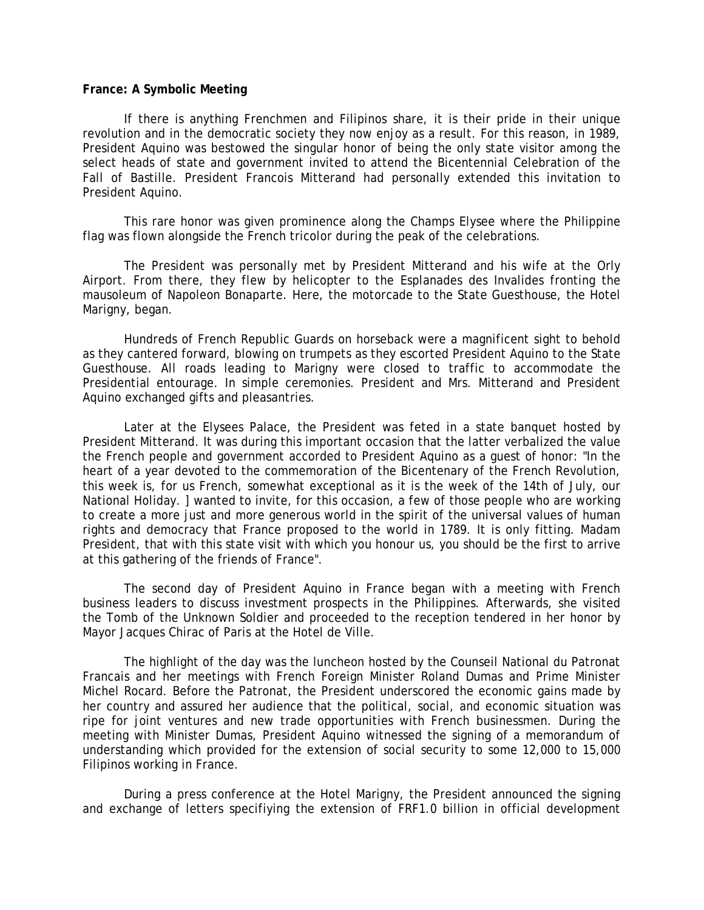**France: A Symbolic Meeting**

If there is anything Frenchmen and Filipinos share, it is their pride in their unique revolution and in the democratic society they now enjoy as a result. For this reason, in 1989, President Aquino was bestowed the singular honor of being the only state visitor among the select heads of state and government invited to attend the Bicentennial Celebration of the Fall of Bastille. President Francois Mitterand had personally extended this invitation to President Aquino.

This rare honor was given prominence along the Champs Elysee where the Philippine flag was flown alongside the French tricolor during the peak of the celebrations.

The President was personally met by President Mitterand and his wife at the Orly Airport. From there, they flew by helicopter to the Esplanades des Invalides fronting the mausoleum of Napoleon Bonaparte. Here, the motorcade to the State Guesthouse, the Hotel Marigny, began.

Hundreds of French Republic Guards on horseback were a magnificent sight to behold as they cantered forward, blowing on trumpets as they escorted President Aquino to the State Guesthouse. All roads leading to Marigny were closed to traffic to accommodate the Presidential entourage. In simple ceremonies. President and Mrs. Mitterand and President Aquino exchanged gifts and pleasantries.

Later at the Elysees Palace, the President was feted in a state banquet hosted by President Mitterand. It was during this important occasion that the latter verbalized the value the French people and government accorded to President Aquino as a guest of honor: "In the heart of a year devoted to the commemoration of the Bicentenary of the French Revolution, this week is, for us French, somewhat exceptional as it is the week of the 14th of July, our National Holiday. ] wanted to invite, for this occasion, a few of those people who are working to create a more just and more generous world in the spirit of the universal values of human rights and democracy that France proposed to the world in 1789. It is only fitting. Madam President, that with this state visit with which you honour us, you should be the first to arrive at this gathering of the friends of France".

The second day of President Aquino in France began with a meeting with French business leaders to discuss investment prospects in the Philippines. Afterwards, she visited the Tomb of the Unknown Soldier and proceeded to the reception tendered in her honor by Mayor Jacques Chirac of Paris at the Hotel de Ville.

The highlight of the day was the luncheon hosted by the Counseil National du Patronat Francais and her meetings with French Foreign Minister Roland Dumas and Prime Minister Michel Rocard. Before the Patronat, the President underscored the economic gains made by her country and assured her audience that the political, social, and economic situation was ripe for joint ventures and new trade opportunities with French businessmen. During the meeting with Minister Dumas, President Aquino witnessed the signing of a memorandum of understanding which provided for the extension of social security to some 12,000 to 15,000 Filipinos working in France.

During a press conference at the Hotel Marigny, the President announced the signing and exchange of letters specifiying the extension of FRF1.0 billion in official development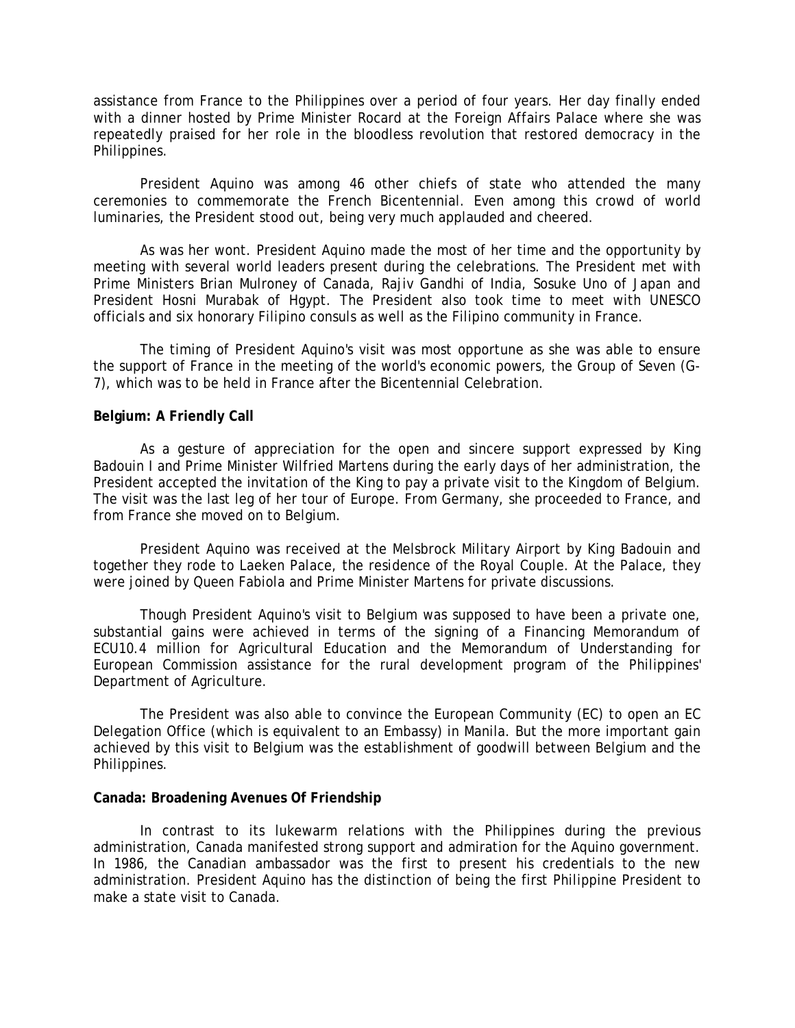assistance from France to the Philippines over a period of four years. Her day finally ended with a dinner hosted by Prime Minister Rocard at the Foreign Affairs Palace where she was repeatedly praised for her role in the bloodless revolution that restored democracy in the Philippines.

President Aquino was among 46 other chiefs of state who attended the many ceremonies to commemorate the French Bicentennial. Even among this crowd of world luminaries, the President stood out, being very much applauded and cheered.

As was her wont. President Aquino made the most of her time and the opportunity by meeting with several world leaders present during the celebrations. The President met with Prime Ministers Brian Mulroney of Canada, Rajiv Gandhi of India, Sosuke Uno of Japan and President Hosni Murabak of Hgypt. The President also took time to meet with UNESCO officials and six honorary Filipino consuls as well as the Filipino community in France.

The timing of President Aquino's visit was most opportune as she was able to ensure the support of France in the meeting of the world's economic powers, the Group of Seven (G-7), which was to be held in France after the Bicentennial Celebration.

**Belgium: A Friendly Call**

As a gesture of appreciation for the open and sincere support expressed by King Badouin I and Prime Minister Wilfried Martens during the early days of her administration, the President accepted the invitation of the King to pay a private visit to the Kingdom of Belgium. The visit was the last leg of her tour of Europe. From Germany, she proceeded to France, and from France she moved on to Belgium.

President Aquino was received at the Melsbrock Military Airport by King Badouin and together they rode to Laeken Palace, the residence of the Royal Couple. At the Palace, they were joined by Queen Fabiola and Prime Minister Martens for private discussions.

Though President Aquino's visit to Belgium was supposed to have been a private one, substantial gains were achieved in terms of the signing of a Financing Memorandum of ECU10.4 million for Agricultural Education and the Memorandum of Understanding for European Commission assistance for the rural development program of the Philippines' Department of Agriculture.

The President was also able to convince the European Community (EC) to open an EC Delegation Office (which is equivalent to an Embassy) in Manila. But the more important gain achieved by this visit to Belgium was the establishment of goodwill between Belgium and the Philippines.

**Canada: Broadening Avenues Of Friendship**

In contrast to its lukewarm relations with the Philippines during the previous administration, Canada manifested strong support and admiration for the Aquino government. In 1986, the Canadian ambassador was the first to present his credentials to the new administration. President Aquino has the distinction of being the first Philippine President to make a state visit to Canada.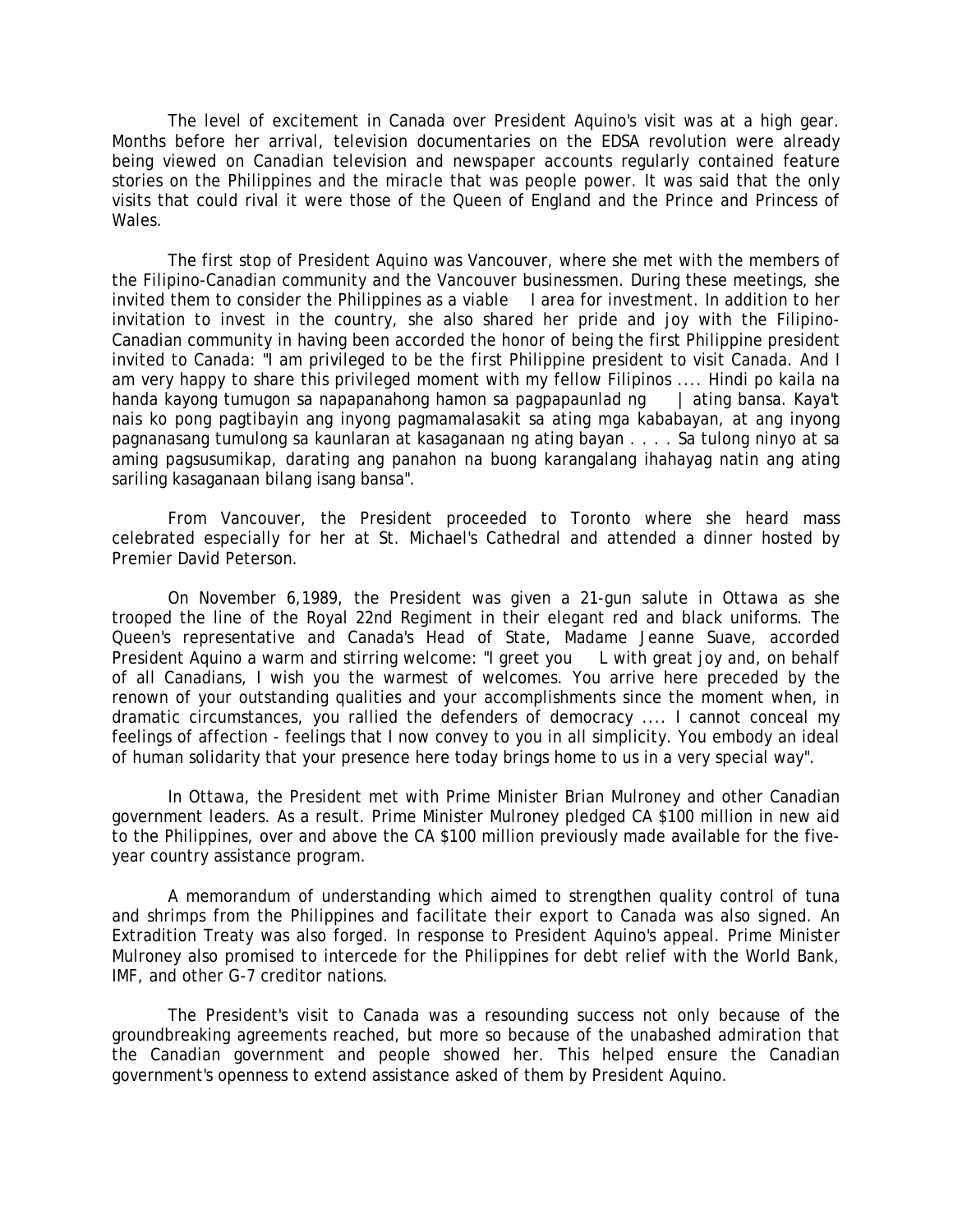The level of excitement in Canada over President Aquino's visit was at a high gear. Months before her arrival, television documentaries on the EDSA revolution were already being viewed on Canadian television and newspaper accounts regularly contained feature stories on the Philippines and the miracle that was people power. It was said that the only visits that could rival it were those of the Queen of England and the Prince and Princess of Wales.

The first stop of President Aquino was Vancouver, where she met with the members of the Filipino-Canadian community and the Vancouver businessmen. During these meetings, she invited them to consider the Philippines as a viable I area for investment. In addition to her invitation to invest in the country, she also shared her pride and joy with the Filipino-Canadian community in having been accorded the honor of being the first Philippine president invited to Canada: "I am privileged to be the first Philippine president to visit Canada. And I am very happy to share this privileged moment with my fellow Filipinos .... Hindi po kaila na handa kayong tumugon sa napapanahong hamon sa pagpapaunlad ng | ating bansa. Kaya't nais ko pong pagtibayin ang inyong pagmamalasakit sa ating mga kababayan, at ang inyong pagnanasang tumulong sa kaunlaran at kasaganaan ng ating bayan . . . . Sa tulong ninyo at sa aming pagsusumikap, darating ang panahon na buong karangalang ihahayag natin ang ating sariling kasaganaan bilang isang bansa".

From Vancouver, the President proceeded to Toronto where she heard mass celebrated especially for her at St. Michael's Cathedral and attended a dinner hosted by Premier David Peterson.

On November 6,1989, the President was given a 21-gun salute in Ottawa as she trooped the line of the Royal 22nd Regiment in their elegant red and black uniforms. The Queen's representative and Canada's Head of State, Madame Jeanne Suave, accorded President Aquino a warm and stirring welcome: "I greet you L with great joy and, on behalf of all Canadians, I wish you the warmest of welcomes. You arrive here preceded by the renown of your outstanding qualities and your accomplishments since the moment when, in dramatic circumstances, you rallied the defenders of democracy .... I cannot conceal my feelings of affection - feelings that I now convey to you in all simplicity. You embody an ideal of human solidarity that your presence here today brings home to us in a very special way".

In Ottawa, the President met with Prime Minister Brian Mulroney and other Canadian government leaders. As a result. Prime Minister Mulroney pledged CA $100 million in new aid to the Philippines, over and above the CA $100 million previously made available for the five-year country assistance program.

A memorandum of understanding which aimed to strengthen quality control of tuna and shrimps from the Philippines and facilitate their export to Canada was also signed. An Extradition Treaty was also forged. In response to President Aquino's appeal. Prime Minister Mulroney also promised to intercede for the Philippines for debt relief with the World Bank, IMF, and other G-7 creditor nations.

The President's visit to Canada was a resounding success not only because of the groundbreaking agreements reached, but more so because of the unabashed admiration that the Canadian government and people showed her. This helped ensure the Canadian government's openness to extend assistance asked of them by President Aquino.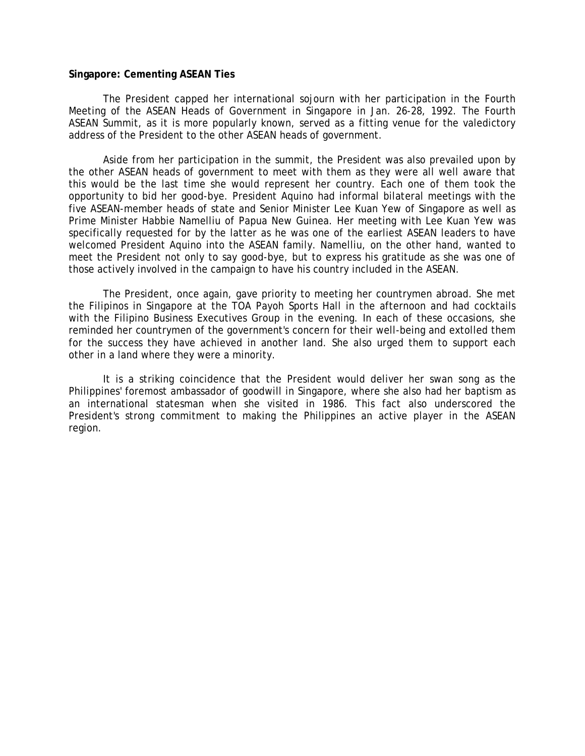**Singapore: Cementing ASEAN Ties**

The President capped her international sojourn with her participation in the Fourth Meeting of the ASEAN Heads of Government in Singapore in Jan. 26-28, 1992. The Fourth ASEAN Summit, as it is more popularly known, served as a fitting venue for the valedictory address of the President to the other ASEAN heads of government.

Aside from her participation in the summit, the President was also prevailed upon by the other ASEAN heads of government to meet with them as they were all well aware that this would be the last time she would represent her country. Each one of them took the opportunity to bid her good-bye. President Aquino had informal bilateral meetings with the five ASEAN-member heads of state and Senior Minister Lee Kuan Yew of Singapore as well as Prime Minister Habbie Namelliu of Papua New Guinea. Her meeting with Lee Kuan Yew was specifically requested for by the latter as he was one of the earliest ASEAN leaders to have welcomed President Aquino into the ASEAN family. Namelliu, on the other hand, wanted to meet the President not only to say good-bye, but to express his gratitude as she was one of those actively involved in the campaign to have his country included in the ASEAN.

The President, once again, gave priority to meeting her countrymen abroad. She met the Filipinos in Singapore at the TOA Payoh Sports Hall in the afternoon and had cocktails with the Filipino Business Executives Group in the evening. In each of these occasions, she reminded her countrymen of the government's concern for their well-being and extolled them for the success they have achieved in another land. She also urged them to support each other in a land where they were a minority.

It is a striking coincidence that the President would deliver her swan song as the Philippines' foremost ambassador of goodwill in Singapore, where she also had her baptism as an international statesman when she visited in 1986. This fact also underscored the President's strong commitment to making the Philippines an active player in the ASEAN region.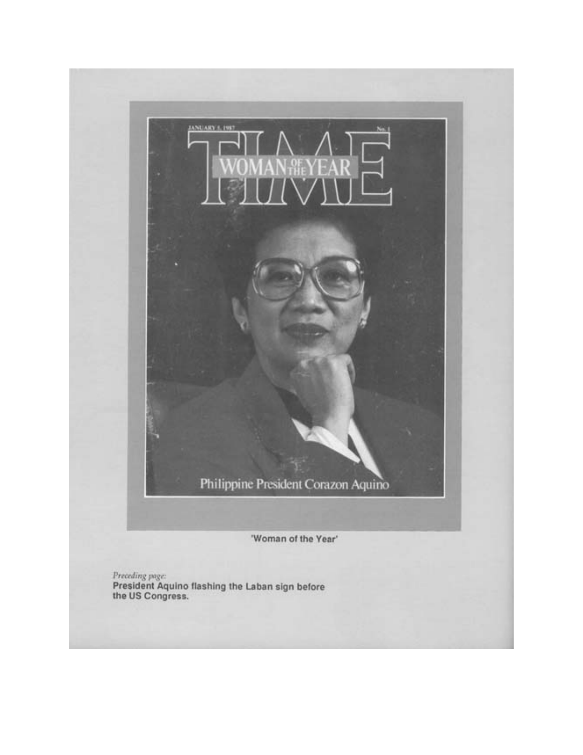JANUARY 5, 1987 No. 1

TIME

WOMAN OF THE YEAR

Philippine President Corazon Aquino

'Woman of the Year'

*Preceding page:*
**President Aquino flashing the Laban sign before the US Congress.**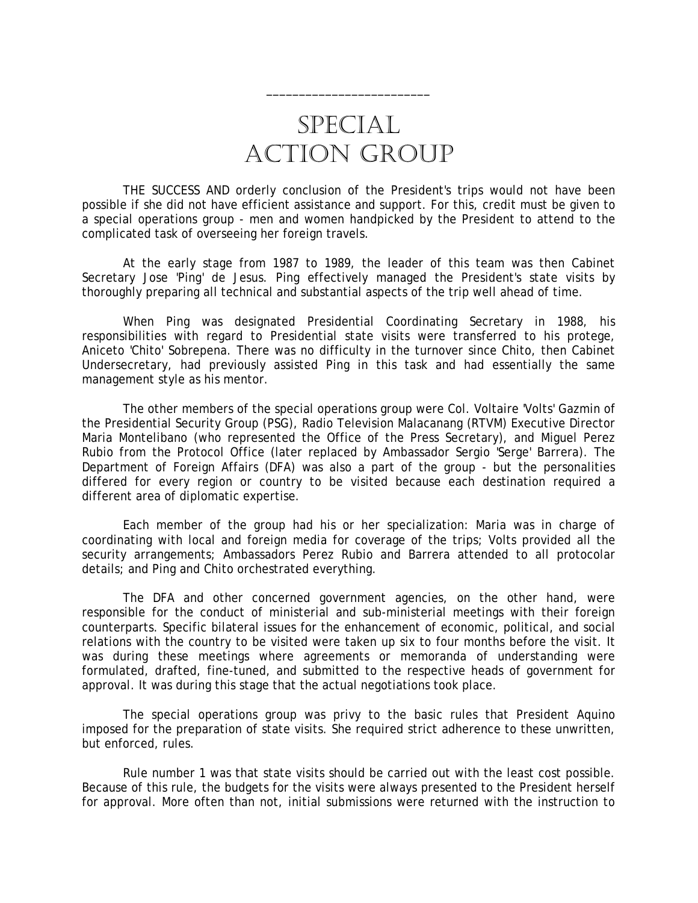# Special Action Group

THE SUCCESS AND orderly conclusion of the President's trips would not have been possible if she did not have efficient assistance and support. For this, credit must be given to a special operations group - men and women handpicked by the President to attend to the complicated task of overseeing her foreign travels.

At the early stage from 1987 to 1989, the leader of this team was then Cabinet Secretary Jose 'Ping' de Jesus. Ping effectively managed the President's state visits by thoroughly preparing all technical and substantial aspects of the trip well ahead of time.

When Ping was designated Presidential Coordinating Secretary in 1988, his responsibilities with regard to Presidential state visits were transferred to his protege, Aniceto 'Chito' Sobrepena. There was no difficulty in the turnover since Chito, then Cabinet Undersecretary, had previously assisted Ping in this task and had essentially the same management style as his mentor.

The other members of the special operations group were Col. Voltaire 'Volts' Gazmin of the Presidential Security Group (PSG), Radio Television Malacanang (RTVM) Executive Director Maria Montelibano (who represented the Office of the Press Secretary), and Miguel Perez Rubio from the Protocol Office (later replaced by Ambassador Sergio 'Serge' Barrera). The Department of Foreign Affairs (DFA) was also a part of the group - but the personalities differed for every region or country to be visited because each destination required a different area of diplomatic expertise.

Each member of the group had his or her specialization: Maria was in charge of coordinating with local and foreign media for coverage of the trips; Volts provided all the security arrangements; Ambassadors Perez Rubio and Barrera attended to all protocolar details; and Ping and Chito orchestrated everything.

The DFA and other concerned government agencies, on the other hand, were responsible for the conduct of ministerial and sub-ministerial meetings with their foreign counterparts. Specific bilateral issues for the enhancement of economic, political, and social relations with the country to be visited were taken up six to four months before the visit. It was during these meetings where agreements or memoranda of understanding were formulated, drafted, fine-tuned, and submitted to the respective heads of government for approval. It was during this stage that the actual negotiations took place.

The special operations group was privy to the basic rules that President Aquino imposed for the preparation of state visits. She required strict adherence to these unwritten, but enforced, rules.

Rule number 1 was that state visits should be carried out with the least cost possible. Because of this rule, the budgets for the visits were always presented to the President herself for approval. More often than not, initial submissions were returned with the instruction to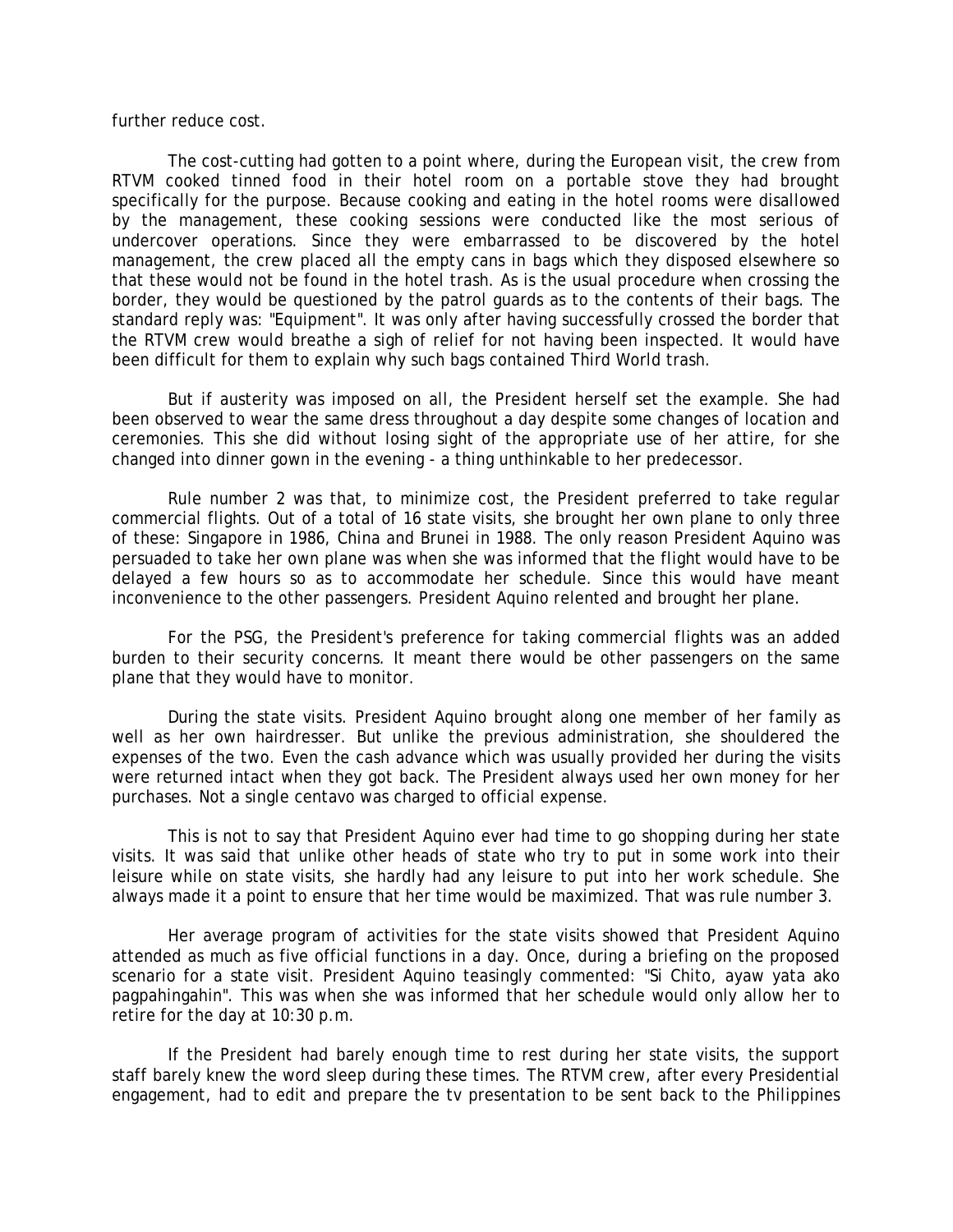further reduce cost.

The cost-cutting had gotten to a point where, during the European visit, the crew from RTVM cooked tinned food in their hotel room on a portable stove they had brought specifically for the purpose. Because cooking and eating in the hotel rooms were disallowed by the management, these cooking sessions were conducted like the most serious of undercover operations. Since they were embarrassed to be discovered by the hotel management, the crew placed all the empty cans in bags which they disposed elsewhere so that these would not be found in the hotel trash. As is the usual procedure when crossing the border, they would be questioned by the patrol guards as to the contents of their bags. The standard reply was: "Equipment". It was only after having successfully crossed the border that the RTVM crew would breathe a sigh of relief for not having been inspected. It would have been difficult for them to explain why such bags contained Third World trash.

But if austerity was imposed on all, the President herself set the example. She had been observed to wear the same dress throughout a day despite some changes of location and ceremonies. This she did without losing sight of the appropriate use of her attire, for she changed into dinner gown in the evening - a thing unthinkable to her predecessor.

Rule number 2 was that, to minimize cost, the President preferred to take regular commercial flights. Out of a total of 16 state visits, she brought her own plane to only three of these: Singapore in 1986, China and Brunei in 1988. The only reason President Aquino was persuaded to take her own plane was when she was informed that the flight would have to be delayed a few hours so as to accommodate her schedule. Since this would have meant inconvenience to the other passengers. President Aquino relented and brought her plane.

For the PSG, the President's preference for taking commercial flights was an added burden to their security concerns. It meant there would be other passengers on the same plane that they would have to monitor.

During the state visits. President Aquino brought along one member of her family as well as her own hairdresser. But unlike the previous administration, she shouldered the expenses of the two. Even the cash advance which was usually provided her during the visits were returned intact when they got back. The President always used her own money for her purchases. Not a single centavo was charged to official expense.

This is not to say that President Aquino ever had time to go shopping during her state visits. It was said that unlike other heads of state who try to put in some work into their leisure while on state visits, she hardly had any leisure to put into her work schedule. She always made it a point to ensure that her time would be maximized. That was rule number 3.

Her average program of activities for the state visits showed that President Aquino attended as much as five official functions in a day. Once, during a briefing on the proposed scenario for a state visit. President Aquino teasingly commented: "Si Chito, ayaw yata ako pagpahingahin". This was when she was informed that her schedule would only allow her to retire for the day at 10:30 p.m.

If the President had barely enough time to rest during her state visits, the support staff barely knew the word sleep during these times. The RTVM crew, after every Presidential engagement, had to edit and prepare the tv presentation to be sent back to the Philippines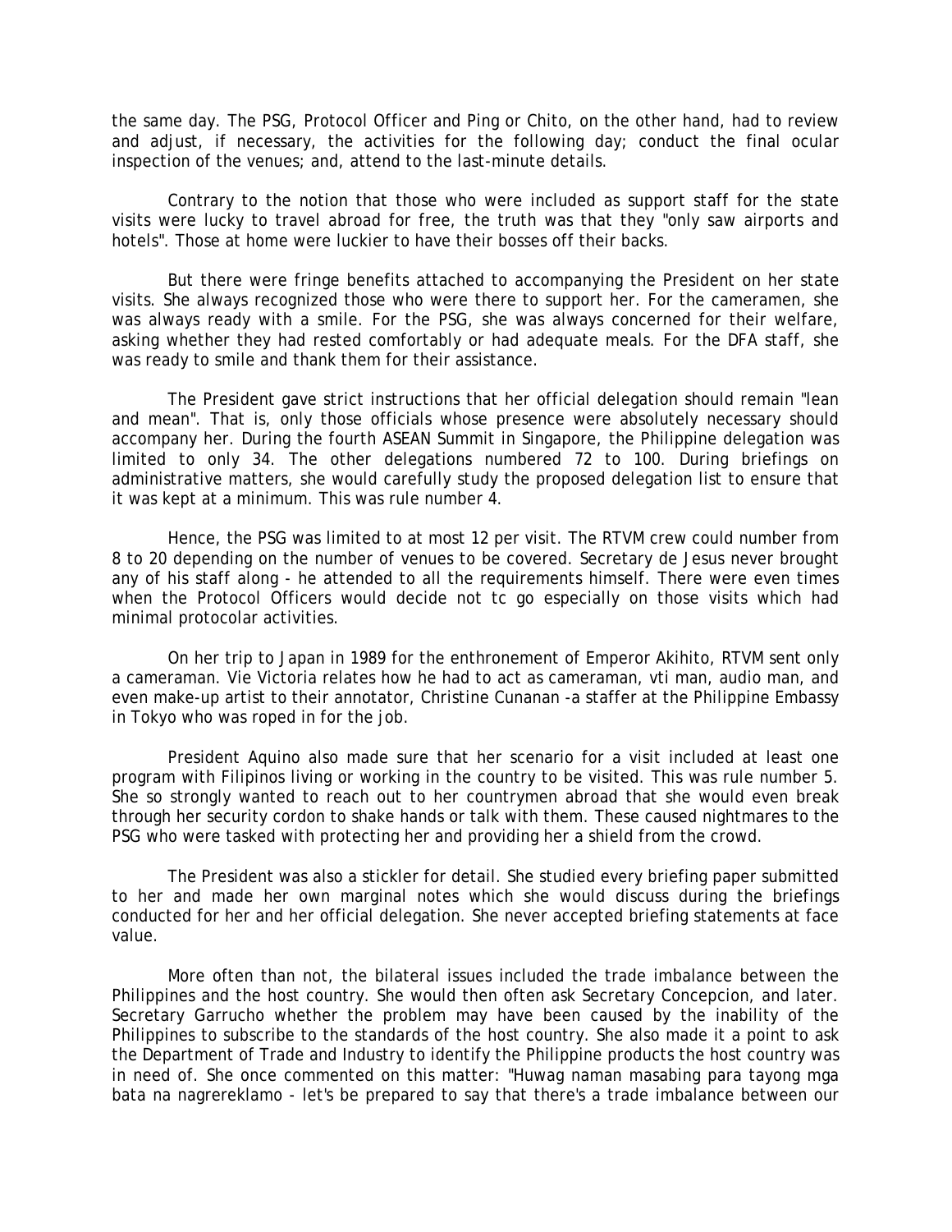the same day. The PSG, Protocol Officer and Ping or Chito, on the other hand, had to review and adjust, if necessary, the activities for the following day; conduct the final ocular inspection of the venues; and, attend to the last-minute details.

Contrary to the notion that those who were included as support staff for the state visits were lucky to travel abroad for free, the truth was that they "only saw airports and hotels". Those at home were luckier to have their bosses off their backs.

But there were fringe benefits attached to accompanying the President on her state visits. She always recognized those who were there to support her. For the cameramen, she was always ready with a smile. For the PSG, she was always concerned for their welfare, asking whether they had rested comfortably or had adequate meals. For the DFA staff, she was ready to smile and thank them for their assistance.

The President gave strict instructions that her official delegation should remain "lean and mean". That is, only those officials whose presence were absolutely necessary should accompany her. During the fourth ASEAN Summit in Singapore, the Philippine delegation was limited to only 34. The other delegations numbered 72 to 100. During briefings on administrative matters, she would carefully study the proposed delegation list to ensure that it was kept at a minimum. This was rule number 4.

Hence, the PSG was limited to at most 12 per visit. The RTVM crew could number from 8 to 20 depending on the number of venues to be covered. Secretary de Jesus never brought any of his staff along - he attended to all the requirements himself. There were even times when the Protocol Officers would decide not tc go especially on those visits which had minimal protocolar activities.

On her trip to Japan in 1989 for the enthronement of Emperor Akihito, RTVM sent only a cameraman. Vie Victoria relates how he had to act as cameraman, vti man, audio man, and even make-up artist to their annotator, Christine Cunanan -a staffer at the Philippine Embassy in Tokyo who was roped in for the job.

President Aquino also made sure that her scenario for a visit included at least one program with Filipinos living or working in the country to be visited. This was rule number 5. She so strongly wanted to reach out to her countrymen abroad that she would even break through her security cordon to shake hands or talk with them. These caused nightmares to the PSG who were tasked with protecting her and providing her a shield from the crowd.

The President was also a stickler for detail. She studied every briefing paper submitted to her and made her own marginal notes which she would discuss during the briefings conducted for her and her official delegation. She never accepted briefing statements at face value.

More often than not, the bilateral issues included the trade imbalance between the Philippines and the host country. She would then often ask Secretary Concepcion, and later. Secretary Garrucho whether the problem may have been caused by the inability of the Philippines to subscribe to the standards of the host country. She also made it a point to ask the Department of Trade and Industry to identify the Philippine products the host country was in need of. She once commented on this matter: "Huwag naman masabing para tayong mga bata na nagrereklamo - let's be prepared to say that there's a trade imbalance between our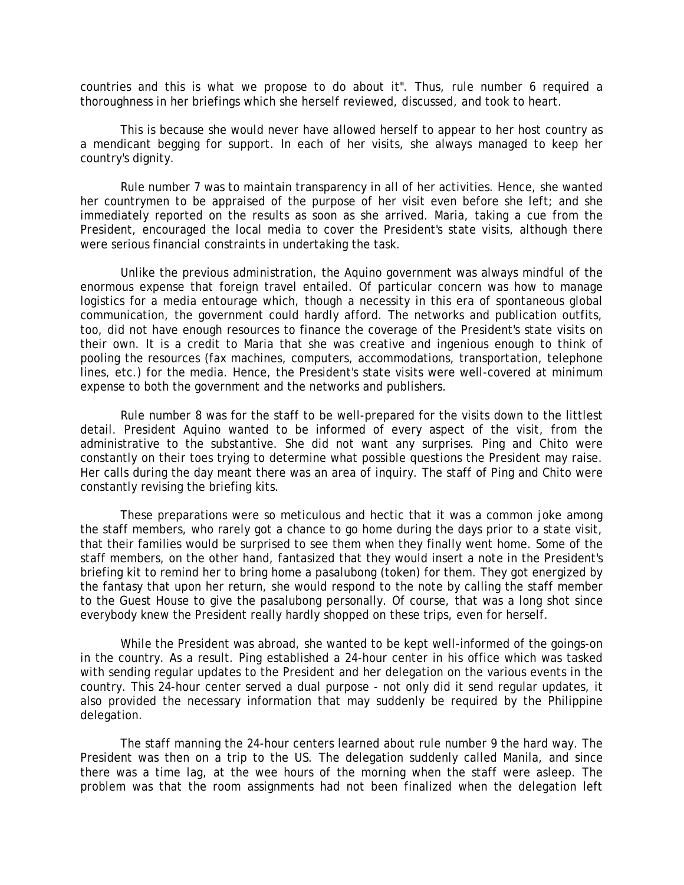countries and this is what we propose to do about it". Thus, rule number 6 required a thoroughness in her briefings which she herself reviewed, discussed, and took to heart.

This is because she would never have allowed herself to appear to her host country as a mendicant begging for support. In each of her visits, she always managed to keep her country's dignity.

Rule number 7 was to maintain transparency in all of her activities. Hence, she wanted her countrymen to be appraised of the purpose of her visit even before she left; and she immediately reported on the results as soon as she arrived. Maria, taking a cue from the President, encouraged the local media to cover the President's state visits, although there were serious financial constraints in undertaking the task.

Unlike the previous administration, the Aquino government was always mindful of the enormous expense that foreign travel entailed. Of particular concern was how to manage logistics for a media entourage which, though a necessity in this era of spontaneous global communication, the government could hardly afford. The networks and publication outfits, too, did not have enough resources to finance the coverage of the President's state visits on their own. It is a credit to Maria that she was creative and ingenious enough to think of pooling the resources (fax machines, computers, accommodations, transportation, telephone lines, etc.) for the media. Hence, the President's state visits were well-covered at minimum expense to both the government and the networks and publishers.

Rule number 8 was for the staff to be well-prepared for the visits down to the littlest detail. President Aquino wanted to be informed of every aspect of the visit, from the administrative to the substantive. She did not want any surprises. Ping and Chito were constantly on their toes trying to determine what possible questions the President may raise. Her calls during the day meant there was an area of inquiry. The staff of Ping and Chito were constantly revising the briefing kits.

These preparations were so meticulous and hectic that it was a common joke among the staff members, who rarely got a chance to go home during the days prior to a state visit, that their families would be surprised to see them when they finally went home. Some of the staff members, on the other hand, fantasized that they would insert a note in the President's briefing kit to remind her to bring home a pasalubong (token) for them. They got energized by the fantasy that upon her return, she would respond to the note by calling the staff member to the Guest House to give the pasalubong personally. Of course, that was a long shot since everybody knew the President really hardly shopped on these trips, even for herself.

While the President was abroad, she wanted to be kept well-informed of the goings-on in the country. As a result. Ping established a 24-hour center in his office which was tasked with sending regular updates to the President and her delegation on the various events in the country. This 24-hour center served a dual purpose - not only did it send regular updates, it also provided the necessary information that may suddenly be required by the Philippine delegation.

The staff manning the 24-hour centers learned about rule number 9 the hard way. The President was then on a trip to the US. The delegation suddenly called Manila, and since there was a time lag, at the wee hours of the morning when the staff were asleep. The problem was that the room assignments had not been finalized when the delegation left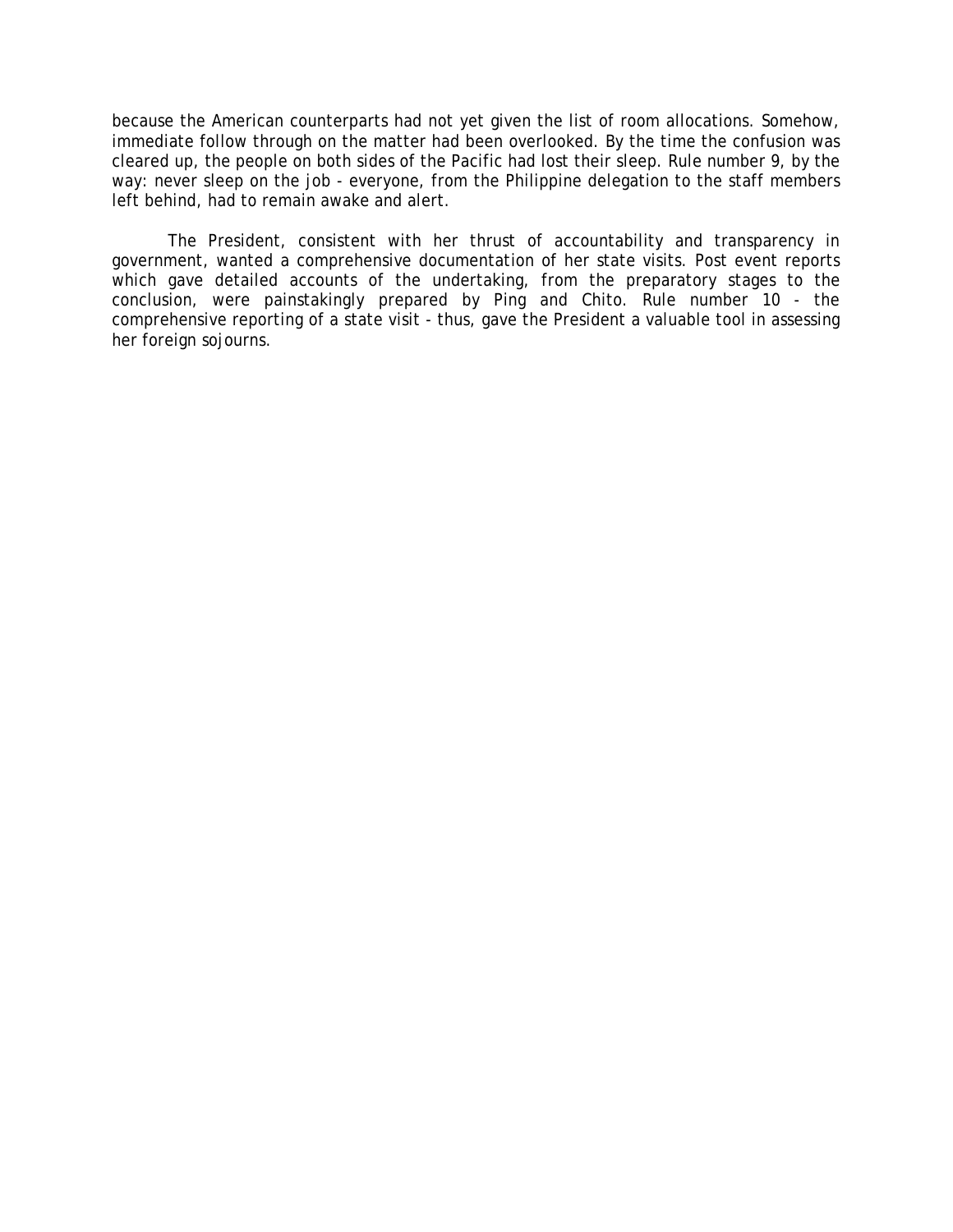because the American counterparts had not yet given the list of room allocations. Somehow, immediate follow through on the matter had been overlooked. By the time the confusion was cleared up, the people on both sides of the Pacific had lost their sleep. Rule number 9, by the way: never sleep on the job - everyone, from the Philippine delegation to the staff members left behind, had to remain awake and alert.

The President, consistent with her thrust of accountability and transparency in government, wanted a comprehensive documentation of her state visits. Post event reports which gave detailed accounts of the undertaking, from the preparatory stages to the conclusion, were painstakingly prepared by Ping and Chito. Rule number 10 - the comprehensive reporting of a state visit - thus, gave the President a valuable tool in assessing her foreign sojourns.